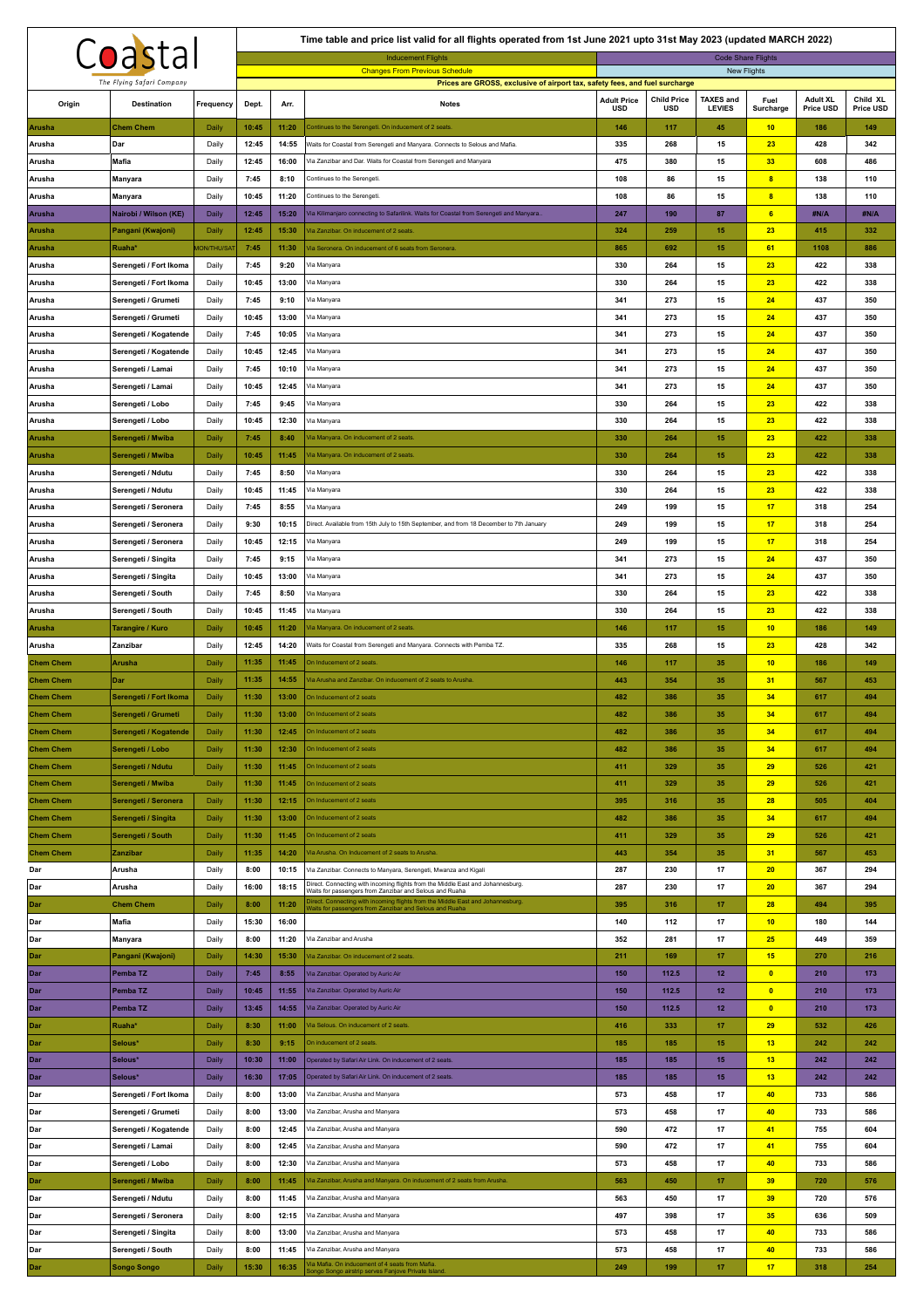# Coastal

*The Flying Safari Company*

**Time table and price list valid for all flights operated from 1st June 2021 upto 31st May 2023 (updated MARCH 2022)**

Inducement Flights | Code Share Flights

Changes From Previous Schedule | New Flights

**Prices are GROSS, exclusive of airport tax, safety fees, and fuel surcharge**

| Origin | Destination | Frequency | Dept. | Arr. | Notes | Adult Price USD | Child Price USD | TAXES and LEVIES | Fuel Surcharge | Adult XL Price USD | Child XL Price USD |
|---|---|---|---|---|---|---|---|---|---|---|---|
| Arusha | Chem Chem | Daily | 10:45 | 11:20 | Continues to the Serengeti. On inducement of 2 seats. | 146 | 117 | 45 | 10 | 186 | 149 |
| Arusha | Dar | Daily | 12:45 | 14:55 | Waits for Coastal from Serengeti and Manyara. Connects to Selous and Mafia. | 335 | 268 | 15 | 23 | 428 | 342 |
| Arusha | Mafia | Daily | 12:45 | 16:00 | Via Zanzibar and Dar. Waits for Coastal from Serengeti and Manyara | 475 | 380 | 15 | 33 | 608 | 486 |
| Arusha | Manyara | Daily | 7:45 | 8:10 | Continues to the Serengeti. | 108 | 86 | 15 | 8 | 138 | 110 |
| Arusha | Manyara | Daily | 10:45 | 11:20 | Continues to the Serengeti. | 108 | 86 | 15 | 8 | 138 | 110 |
| Arusha | Nairobi / Wilson (KE) | Daily | 12:45 | 15:20 | Via Kilimanjaro connecting to Safarilink. Waits for Coastal from Serengeti and Manyara. | 247 | 190 | 87 | 6 | #N/A | #N/A |
| Arusha | Pangani (Kwajoni) | Daily | 12:45 | 15:30 | Via Zanzibar. On inducement of 2 seats. | 324 | 259 | 15 | 23 | 415 | 332 |
| Arusha | Ruaha* | MON/THU/SAT | 7:45 | 11:30 | Via Seronera. On inducement of 6 seats from Seronera. | 865 | 692 | 15 | 61 | 1108 | 886 |
| Arusha | Serengeti / Fort Ikoma | Daily | 7:45 | 9:20 | Via Manyara | 330 | 264 | 15 | 23 | 422 | 338 |
| Arusha | Serengeti / Fort Ikoma | Daily | 10:45 | 13:00 | Via Manyara | 330 | 264 | 15 | 23 | 422 | 338 |
| Arusha | Serengeti / Grumeti | Daily | 7:45 | 9:10 | Via Manyara | 341 | 273 | 15 | 24 | 437 | 350 |
| Arusha | Serengeti / Grumeti | Daily | 10:45 | 13:00 | Via Manyara | 341 | 273 | 15 | 24 | 437 | 350 |
| Arusha | Serengeti / Kogatende | Daily | 7:45 | 10:05 | Via Manyara | 341 | 273 | 15 | 24 | 437 | 350 |
| Arusha | Serengeti / Kogatende | Daily | 10:45 | 12:45 | Via Manyara | 341 | 273 | 15 | 24 | 437 | 350 |
| Arusha | Serengeti / Lamai | Daily | 7:45 | 10:10 | Via Manyara | 341 | 273 | 15 | 24 | 437 | 350 |
| Arusha | Serengeti / Lamai | Daily | 10:45 | 12:45 | Via Manyara | 341 | 273 | 15 | 24 | 437 | 350 |
| Arusha | Serengeti / Lobo | Daily | 7:45 | 9:45 | Via Manyara | 330 | 264 | 15 | 23 | 422 | 338 |
| Arusha | Serengeti / Lobo | Daily | 10:45 | 12:30 | Via Manyara | 330 | 264 | 15 | 23 | 422 | 338 |
| Arusha | Serengeti / Mwiba | Daily | 7:45 | 8:40 | Via Manyara. On inducement of 2 seats. | 330 | 264 | 15 | 23 | 422 | 338 |
| Arusha | Serengeti / Mwiba | Daily | 10:45 | 11:45 | Via Manyara. On inducement of 2 seats. | 330 | 264 | 15 | 23 | 422 | 338 |
| Arusha | Serengeti / Ndutu | Daily | 7:45 | 8:50 | Via Manyara | 330 | 264 | 15 | 23 | 422 | 338 |
| Arusha | Serengeti / Ndutu | Daily | 10:45 | 11:45 | Via Manyara | 330 | 264 | 15 | 23 | 422 | 338 |
| Arusha | Serengeti / Seronera | Daily | 7:45 | 8:55 | Via Manyara | 249 | 199 | 15 | 17 | 318 | 254 |
| Arusha | Serengeti / Seronera | Daily | 9:30 | 10:15 | Direct. Available from 15th July to 15th September, and from 18 December to 7th January | 249 | 199 | 15 | 17 | 318 | 254 |
| Arusha | Serengeti / Seronera | Daily | 10:45 | 12:15 | Via Manyara | 249 | 199 | 15 | 17 | 318 | 254 |
| Arusha | Serengeti / Singita | Daily | 7:45 | 9:15 | Via Manyara | 341 | 273 | 15 | 24 | 437 | 350 |
| Arusha | Serengeti / Singita | Daily | 10:45 | 13:00 | Via Manyara | 341 | 273 | 15 | 24 | 437 | 350 |
| Arusha | Serengeti / South | Daily | 7:45 | 8:50 | Via Manyara | 330 | 264 | 15 | 23 | 422 | 338 |
| Arusha | Serengeti / South | Daily | 10:45 | 11:45 | Via Manyara | 330 | 264 | 15 | 23 | 422 | 338 |
| Arusha | Tarangire / Kuro | Daily | 10:45 | 11:20 | Via Manyara. On inducement of 2 seats. | 146 | 117 | 15 | 10 | 186 | 149 |
| Arusha | Zanzibar | Daily | 12:45 | 14:20 | Waits for Coastal from Serengeti and Manyara. Connects with Pemba TZ. | 335 | 268 | 15 | 23 | 428 | 342 |
| Chem Chem | Arusha | Daily | 11:35 | 11:45 | On Inducement of 2 seats. | 146 | 117 | 35 | 10 | 186 | 149 |
| Chem Chem | Dar | Daily | 11:35 | 14:55 | Via Arusha and Zanzibar. On inducement of 2 seats to Arusha. | 443 | 354 | 35 | 31 | 567 | 453 |
| Chem Chem | Serengeti / Fort Ikoma | Daily | 11:30 | 13:00 | On Inducement of 2 seats | 482 | 386 | 35 | 34 | 617 | 494 |
| Chem Chem | Serengeti / Grumeti | Daily | 11:30 | 13:00 | On Inducement of 2 seats | 482 | 386 | 35 | 34 | 617 | 494 |
| Chem Chem | Serengeti / Kogatende | Daily | 11:30 | 12:45 | On Inducement of 2 seats | 482 | 386 | 35 | 34 | 617 | 494 |
| Chem Chem | Serengeti / Lobo | Daily | 11:30 | 12:30 | On Inducement of 2 seats | 482 | 386 | 35 | 34 | 617 | 494 |
| Chem Chem | Serengeti / Ndutu | Daily | 11:30 | 11:45 | On Inducement of 2 seats | 411 | 329 | 35 | 29 | 526 | 421 |
| Chem Chem | Serengeti / Mwiba | Daily | 11:30 | 11:45 | On Inducement of 2 seats | 411 | 329 | 35 | 29 | 526 | 421 |
| Chem Chem | Serengeti / Seronera | Daily | 11:30 | 12:15 | On Inducement of 2 seats | 395 | 316 | 35 | 28 | 505 | 404 |
| Chem Chem | Serengeti / Singita | Daily | 11:30 | 13:00 | On Inducement of 2 seats | 482 | 386 | 35 | 34 | 617 | 494 |
| Chem Chem | Serengeti / South | Daily | 11:30 | 11:45 | On Inducement of 2 seats | 411 | 329 | 35 | 29 | 526 | 421 |
| Chem Chem | Zanzibar | Daily | 11:35 | 14:20 | Via Arusha. On Inducement of 2 seats to Arusha. | 443 | 354 | 35 | 31 | 567 | 453 |
| Dar | Arusha | Daily | 8:00 | 10:15 | Via Zanzibar. Connects to Manyara, Serengeti, Mwanza and Kigali | 287 | 230 | 17 | 20 | 367 | 294 |
| Dar | Arusha | Daily | 16:00 | 18:15 | Direct. Connecting with incoming flights from the Middle East and Johannesburg. Waits for passengers from Zanzibar and Selous and Ruaha | 287 | 230 | 17 | 20 | 367 | 294 |
| Dar | Chem Chem | Daily | 8:00 | 11:20 | Direct. Connecting with incoming flights from the Middle East and Johannesburg. Waits for passengers from Zanzibar and Selous and Ruaha | 395 | 316 | 17 | 28 | 494 | 395 |
| Dar | Mafia | Daily | 15:30 | 16:00 | | 140 | 112 | 17 | 10 | 180 | 144 |
| Dar | Manyara | Daily | 8:00 | 11:20 | Via Zanzibar and Arusha | 352 | 281 | 17 | 25 | 449 | 359 |
| Dar | Pangani (Kwajoni) | Daily | 14:30 | 15:30 | Via Zanzibar. On inducement of 2 seats. | 211 | 169 | 17 | 15 | 270 | 216 |
| Dar | Pemba TZ | Daily | 7:45 | 8:55 | Via Zanzibar. Operated by Auric Air | 150 | 112.5 | 12 | 0 | 210 | 173 |
| Dar | Pemba TZ | Daily | 10:45 | 11:55 | Via Zanzibar. Operated by Auric Air | 150 | 112.5 | 12 | 0 | 210 | 173 |
| Dar | Pemba TZ | Daily | 13:45 | 14:55 | Via Zanzibar. Operated by Auric Air | 150 | 112.5 | 12 | 0 | 210 | 173 |
| Dar | Ruaha* | Daily | 8:30 | 11:00 | Via Selous. On inducement of 2 seats. | 416 | 333 | 17 | 29 | 532 | 426 |
| Dar | Selous* | Daily | 8:30 | 9:15 | On inducement of 2 seats. | 185 | 185 | 15 | 13 | 242 | 242 |
| Dar | Selous* | Daily | 10:30 | 11:00 | Operated by Safari Air Link. On inducement of 2 seats. | 185 | 185 | 15 | 13 | 242 | 242 |
| Dar | Selous* | Daily | 16:30 | 17:05 | Operated by Safari Air Link. On inducement of 2 seats. | 185 | 185 | 15 | 13 | 242 | 242 |
| Dar | Serengeti / Fort Ikoma | Daily | 8:00 | 13:00 | Via Zanzibar, Arusha and Manyara | 573 | 458 | 17 | 40 | 733 | 586 |
| Dar | Serengeti / Grumeti | Daily | 8:00 | 13:00 | Via Zanzibar, Arusha and Manyara | 573 | 458 | 17 | 40 | 733 | 586 |
| Dar | Serengeti / Kogatende | Daily | 8:00 | 12:45 | Via Zanzibar, Arusha and Manyara | 590 | 472 | 17 | 41 | 755 | 604 |
| Dar | Serengeti / Lamai | Daily | 8:00 | 12:45 | Via Zanzibar, Arusha and Manyara | 590 | 472 | 17 | 41 | 755 | 604 |
| Dar | Serengeti / Lobo | Daily | 8:00 | 12:30 | Via Zanzibar, Arusha and Manyara | 573 | 458 | 17 | 40 | 733 | 586 |
| Dar | Serengeti / Mwiba | Daily | 8:00 | 11:45 | Via Zanzibar, Arusha and Manyara. On inducement of 2 seats from Arusha. | 563 | 450 | 17 | 39 | 720 | 576 |
| Dar | Serengeti / Ndutu | Daily | 8:00 | 11:45 | Via Zanzibar, Arusha and Manyara | 563 | 450 | 17 | 39 | 720 | 576 |
| Dar | Serengeti / Seronera | Daily | 8:00 | 12:15 | Via Zanzibar, Arusha and Manyara | 497 | 398 | 17 | 35 | 636 | 509 |
| Dar | Serengeti / Singita | Daily | 8:00 | 13:00 | Via Zanzibar, Arusha and Manyara | 573 | 458 | 17 | 40 | 733 | 586 |
| Dar | Serengeti / South | Daily | 8:00 | 11:45 | Via Zanzibar, Arusha and Manyara | 573 | 458 | 17 | 40 | 733 | 586 |
| Dar | Songo Songo | Daily | 15:30 | 16:35 | Via Mafia. On inducement of 4 seats from Mafia. Songo Songo airstrip serves Fanjove Private Island. | 249 | 199 | 17 | 17 | 318 | 254 |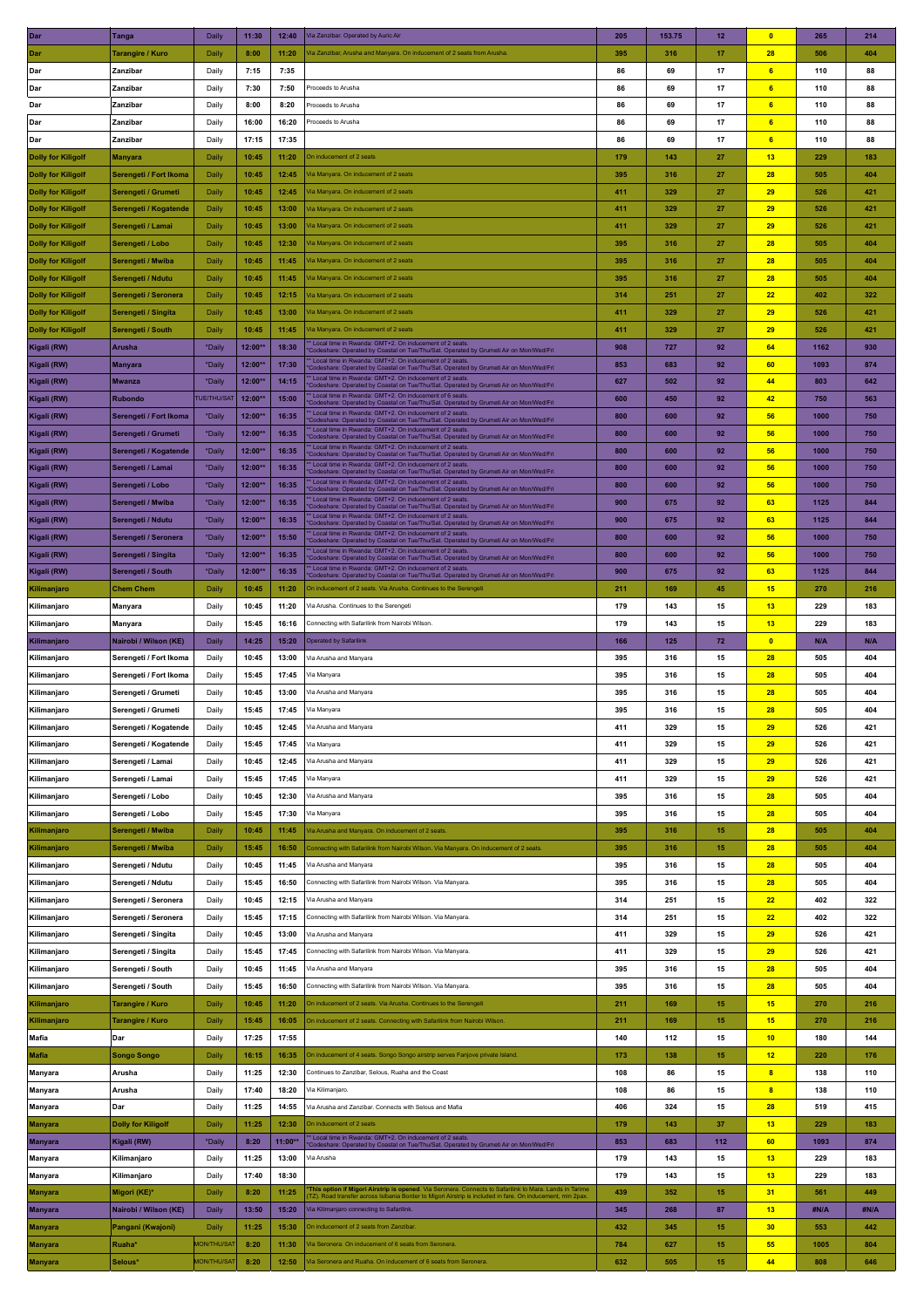| Dar | Tanga | Daily | 11:30 | 12:40 | Via Zanzibar. Operated by Auric Air | 205 | 153.75 | 12 | 0 | 265 | 214 |
|---|---|---|---|---|---|---|---|---|---|---|---|
| Dar | Tarangire / Kuro | Daily | 8:00 | 11:20 | Via Zanzibar, Arusha and Manyara. On inducement of 2 seats from Arusha. | 395 | 316 | 17 | 28 | 506 | 404 |
| Dar | Zanzibar | Daily | 7:15 | 7:35 | | 86 | 69 | 17 | 6 | 110 | 88 |
| Dar | Zanzibar | Daily | 7:30 | 7:50 | Proceeds to Arusha | 86 | 69 | 17 | 6 | 110 | 88 |
| Dar | Zanzibar | Daily | 8:00 | 8:20 | Proceeds to Arusha | 86 | 69 | 17 | 6 | 110 | 88 |
| Dar | Zanzibar | Daily | 16:00 | 16:20 | Proceeds to Arusha | 86 | 69 | 17 | 6 | 110 | 88 |
| Dar | Zanzibar | Daily | 17:15 | 17:35 | | 86 | 69 | 17 | 6 | 110 | 88 |
| Dolly for Kiligolf | Manyara | Daily | 10:45 | 11:20 | On inducement of 2 seats | 179 | 143 | 27 | 13 | 229 | 183 |
| Dolly for Kiligolf | Serengeti / Fort Ikoma | Daily | 10:45 | 12:45 | Via Manyara. On inducement of 2 seats | 395 | 316 | 27 | 28 | 505 | 404 |
| Dolly for Kiligolf | Serengeti / Grumeti | Daily | 10:45 | 12:45 | Via Manyara. On inducement of 2 seats | 411 | 329 | 27 | 29 | 526 | 421 |
| Dolly for Kiligolf | Serengeti / Kogatende | Daily | 10:45 | 13:00 | Via Manyara. On inducement of 2 seats | 411 | 329 | 27 | 29 | 526 | 421 |
| Dolly for Kiligolf | Serengeti / Lamai | Daily | 10:45 | 13:00 | Via Manyara. On inducement of 2 seats | 411 | 329 | 27 | 29 | 526 | 421 |
| Dolly for Kiligolf | Serengeti / Lobo | Daily | 10:45 | 12:30 | Via Manyara. On inducement of 2 seats | 395 | 316 | 27 | 28 | 505 | 404 |
| Dolly for Kiligolf | Serengeti / Mwiba | Daily | 10:45 | 11:45 | Via Manyara. On inducement of 2 seats | 395 | 316 | 27 | 28 | 505 | 404 |
| Dolly for Kiligolf | Serengeti / Ndutu | Daily | 10:45 | 11:45 | Via Manyara. On inducement of 2 seats | 395 | 316 | 27 | 28 | 505 | 404 |
| Dolly for Kiligolf | Serengeti / Seronera | Daily | 10:45 | 12:15 | Via Manyara. On inducement of 2 seats | 314 | 251 | 27 | 22 | 402 | 322 |
| Dolly for Kiligolf | Serengeti / Singita | Daily | 10:45 | 13:00 | Via Manyara. On inducement of 2 seats | 411 | 329 | 27 | 29 | 526 | 421 |
| Dolly for Kiligolf | Serengeti / South | Daily | 10:45 | 11:45 | Via Manyara. On inducement of 2 seats | 411 | 329 | 27 | 29 | 526 | 421 |
| Kigali (RW) | Arusha | *Daily | 12:00** | 18:30 | ** Local time in Rwanda: GMT+2. On inducement of 2 seats. *Codeshare: Operated by Coastal on Tue/Thu/Sat. Operated by Grumeti Air on Mon/Wed/Fri | 908 | 727 | 92 | 64 | 1162 | 930 |
| Kigali (RW) | Manyara | *Daily | 12:00** | 17:30 | ** Local time in Rwanda: GMT+2. On inducement of 2 seats. *Codeshare: Operated by Coastal on Tue/Thu/Sat. Operated by Grumeti Air on Mon/Wed/Fri | 853 | 683 | 92 | 60 | 1093 | 874 |
| Kigali (RW) | Mwanza | *Daily | 12:00** | 14:15 | ** Local time in Rwanda: GMT+2. On inducement of 2 seats. *Codeshare: Operated by Coastal on Tue/Thu/Sat. Operated by Grumeti Air on Mon/Wed/Fri | 627 | 502 | 92 | 44 | 803 | 642 |
| Kigali (RW) | Rubondo | TUE/THU/SAT | 12:00** | 15:00 | ** Local time in Rwanda: GMT+2. On inducement of 6 seats. *Codeshare: Operated by Coastal on Tue/Thu/Sat. Operated by Grumeti Air on Mon/Wed/Fri | 600 | 450 | 92 | 42 | 750 | 563 |
| Kigali (RW) | Serengeti / Fort Ikoma | *Daily | 12:00** | 16:35 | ** Local time in Rwanda: GMT+2. On inducement of 2 seats. *Codeshare: Operated by Coastal on Tue/Thu/Sat. Operated by Grumeti Air on Mon/Wed/Fri | 800 | 600 | 92 | 56 | 1000 | 750 |
| Kigali (RW) | Serengeti / Grumeti | *Daily | 12:00** | 16:35 | ** Local time in Rwanda: GMT+2. On inducement of 2 seats. *Codeshare: Operated by Coastal on Tue/Thu/Sat. Operated by Grumeti Air on Mon/Wed/Fri | 800 | 600 | 92 | 56 | 1000 | 750 |
| Kigali (RW) | Serengeti / Kogatende | *Daily | 12:00** | 16:35 | ** Local time in Rwanda: GMT+2. On inducement of 2 seats. *Codeshare: Operated by Coastal on Tue/Thu/Sat. Operated by Grumeti Air on Mon/Wed/Fri | 800 | 600 | 92 | 56 | 1000 | 750 |
| Kigali (RW) | Serengeti / Lamai | *Daily | 12:00** | 16:35 | ** Local time in Rwanda: GMT+2. On inducement of 2 seats. *Codeshare: Operated by Coastal on Tue/Thu/Sat. Operated by Grumeti Air on Mon/Wed/Fri | 800 | 600 | 92 | 56 | 1000 | 750 |
| Kigali (RW) | Serengeti / Lobo | *Daily | 12:00** | 16:35 | ** Local time in Rwanda: GMT+2. On inducement of 2 seats. *Codeshare: Operated by Coastal on Tue/Thu/Sat. Operated by Grumeti Air on Mon/Wed/Fri | 800 | 600 | 92 | 56 | 1000 | 750 |
| Kigali (RW) | Serengeti / Mwiba | *Daily | 12:00** | 16:35 | ** Local time in Rwanda: GMT+2. On inducement of 2 seats. *Codeshare: Operated by Coastal on Tue/Thu/Sat. Operated by Grumeti Air on Mon/Wed/Fri | 900 | 675 | 92 | 63 | 1125 | 844 |
| Kigali (RW) | Serengeti / Ndutu | *Daily | 12:00** | 16:35 | ** Local time in Rwanda: GMT+2. On inducement of 2 seats. *Codeshare: Operated by Coastal on Tue/Thu/Sat. Operated by Grumeti Air on Mon/Wed/Fri | 900 | 675 | 92 | 63 | 1125 | 844 |
| Kigali (RW) | Serengeti / Seronera | *Daily | 12:00** | 15:50 | ** Local time in Rwanda: GMT+2. On inducement of 2 seats. *Codeshare: Operated by Coastal on Tue/Thu/Sat. Operated by Grumeti Air on Mon/Wed/Fri | 800 | 600 | 92 | 56 | 1000 | 750 |
| Kigali (RW) | Serengeti / Singita | *Daily | 12:00** | 16:35 | ** Local time in Rwanda: GMT+2. On inducement of 2 seats. *Codeshare: Operated by Coastal on Tue/Thu/Sat. Operated by Grumeti Air on Mon/Wed/Fri | 800 | 600 | 92 | 56 | 1000 | 750 |
| Kigali (RW) | Serengeti / South | *Daily | 12:00** | 16:35 | ** Local time in Rwanda: GMT+2. On inducement of 2 seats. *Codeshare: Operated by Coastal on Tue/Thu/Sat. Operated by Grumeti Air on Mon/Wed/Fri | 900 | 675 | 92 | 63 | 1125 | 844 |
| Kilimanjaro | Chem Chem | Daily | 10:45 | 11:20 | On inducement of 2 seats. Via Arusha. Continues to the Serengeti | 211 | 169 | 45 | 15 | 270 | 216 |
| Kilimanjaro | Manyara | Daily | 10:45 | 11:20 | Via Arusha. Continues to the Serengeti | 179 | 143 | 15 | 13 | 229 | 183 |
| Kilimanjaro | Manyara | Daily | 15:45 | 16:16 | Connecting with Safarilink from Nairobi Wilson. | 179 | 143 | 15 | 13 | 229 | 183 |
| Kilimanjaro | Nairobi / Wilson (KE) | Daily | 14:25 | 15:20 | Operated by Safarilink | 166 | 125 | 72 | 0 | N/A | N/A |
| Kilimanjaro | Serengeti / Fort Ikoma | Daily | 10:45 | 13:00 | Via Arusha and Manyara | 395 | 316 | 15 | 28 | 505 | 404 |
| Kilimanjaro | Serengeti / Fort Ikoma | Daily | 15:45 | 17:45 | Via Manyara | 395 | 316 | 15 | 28 | 505 | 404 |
| Kilimanjaro | Serengeti / Grumeti | Daily | 10:45 | 13:00 | Via Arusha and Manyara | 395 | 316 | 15 | 28 | 505 | 404 |
| Kilimanjaro | Serengeti / Grumeti | Daily | 15:45 | 17:45 | Via Manyara | 395 | 316 | 15 | 28 | 505 | 404 |
| Kilimanjaro | Serengeti / Kogatende | Daily | 10:45 | 12:45 | Via Arusha and Manyara | 411 | 329 | 15 | 29 | 526 | 421 |
| Kilimanjaro | Serengeti / Kogatende | Daily | 15:45 | 17:45 | Via Manyara | 411 | 329 | 15 | 29 | 526 | 421 |
| Kilimanjaro | Serengeti / Lamai | Daily | 10:45 | 12:45 | Via Arusha and Manyara | 411 | 329 | 15 | 29 | 526 | 421 |
| Kilimanjaro | Serengeti / Lamai | Daily | 15:45 | 17:45 | Via Manyara | 411 | 329 | 15 | 29 | 526 | 421 |
| Kilimanjaro | Serengeti / Lobo | Daily | 10:45 | 12:30 | Via Arusha and Manyara | 395 | 316 | 15 | 28 | 505 | 404 |
| Kilimanjaro | Serengeti / Lobo | Daily | 15:45 | 17:30 | Via Manyara | 395 | 316 | 15 | 28 | 505 | 404 |
| Kilimanjaro | Serengeti / Mwiba | Daily | 10:45 | 11:45 | Via Arusha and Manyara. On inducement of 2 seats. | 395 | 316 | 15 | 28 | 505 | 404 |
| Kilimanjaro | Serengeti / Mwiba | Daily | 15:45 | 16:50 | Connecting with Safarilink from Nairobi Wilson. Via Manyara. On inducement of 2 seats. | 395 | 316 | 15 | 28 | 505 | 404 |
| Kilimanjaro | Serengeti / Ndutu | Daily | 10:45 | 11:45 | Via Arusha and Manyara | 395 | 316 | 15 | 28 | 505 | 404 |
| Kilimanjaro | Serengeti / Ndutu | Daily | 15:45 | 16:50 | Connecting with Safarilink from Nairobi Wilson. Via Manyara. | 395 | 316 | 15 | 28 | 505 | 404 |
| Kilimanjaro | Serengeti / Seronera | Daily | 10:45 | 12:15 | Via Arusha and Manyara | 314 | 251 | 15 | 22 | 402 | 322 |
| Kilimanjaro | Serengeti / Seronera | Daily | 15:45 | 17:15 | Connecting with Safarilink from Nairobi Wilson. Via Manyara. | 314 | 251 | 15 | 22 | 402 | 322 |
| Kilimanjaro | Serengeti / Singita | Daily | 10:45 | 13:00 | Via Arusha and Manyara | 411 | 329 | 15 | 29 | 526 | 421 |
| Kilimanjaro | Serengeti / Singita | Daily | 15:45 | 17:45 | Connecting with Safarilink from Nairobi Wilson. Via Manyara. | 411 | 329 | 15 | 29 | 526 | 421 |
| Kilimanjaro | Serengeti / South | Daily | 10:45 | 11:45 | Via Arusha and Manyara | 395 | 316 | 15 | 28 | 505 | 404 |
| Kilimanjaro | Serengeti / South | Daily | 15:45 | 16:50 | Connecting with Safarilink from Nairobi Wilson. Via Manyara. | 395 | 316 | 15 | 28 | 505 | 404 |
| Kilimanjaro | Tarangire / Kuro | Daily | 10:45 | 11:20 | On inducement of 2 seats. Via Arusha. Continues to the Serengeti | 211 | 169 | 15 | 15 | 270 | 216 |
| Kilimanjaro | Tarangire / Kuro | Daily | 15:45 | 16:05 | On inducement of 2 seats. Connecting with Safarilink from Nairobi Wilson. | 211 | 169 | 15 | 15 | 270 | 216 |
| Mafia | Dar | Daily | 17:25 | 17:55 | | 140 | 112 | 15 | 10 | 180 | 144 |
| Mafia | Songo Songo | Daily | 16:15 | 16:35 | On inducement of 4 seats. Songo Songo airstrip serves Fanjove private Island. | 173 | 138 | 15 | 12 | 220 | 176 |
| Manyara | Arusha | Daily | 11:25 | 12:30 | Continues to Zanzibar, Selous, Ruaha and the Coast | 108 | 86 | 15 | 8 | 138 | 110 |
| Manyara | Arusha | Daily | 17:40 | 18:20 | Via Kilimanjaro. | 108 | 86 | 15 | 8 | 138 | 110 |
| Manyara | Dar | Daily | 11:25 | 14:55 | Via Arusha and Zanzibar. Connects with Selous and Mafia | 406 | 324 | 15 | 28 | 519 | 415 |
| Manyara | Dolly for Kiligolf | Daily | 11:25 | 12:30 | On inducement of 2 seats | 179 | 143 | 37 | 13 | 229 | 183 |
| Manyara | Kigali (RW) | *Daily | 8:20 | 11:00** | ** Local time in Rwanda: GMT+2. On inducement of 2 seats. *Codeshare: Operated by Coastal on Tue/Thu/Sat. Operated by Grumeti Air on Mon/Wed/Fri | 853 | 683 | 112 | 60 | 1093 | 874 |
| Manyara | Kilimanjaro | Daily | 11:25 | 13:00 | Via Arusha | 179 | 143 | 15 | 13 | 229 | 183 |
| Manyara | Kilimanjaro | Daily | 17:40 | 18:30 | | 179 | 143 | 15 | 13 | 229 | 183 |
| Manyara | Migori (KE)* | Daily | 8:20 | 11:25 | *This option if Migori Airstrip is opened. Via Seronera. Connects to Safarilink to Mara. Lands in Tarime (TZ). Road transfer across Isibania Border to Migori Airstrip is included in fare. On inducement, min 2pax. | 439 | 352 | 15 | 31 | 561 | 449 |
| Manyara | Nairobi / Wilson (KE) | Daily | 13:50 | 15:20 | Via Kilimanjaro connecting to Safarilink. | 345 | 268 | 87 | 13 | #N/A | #N/A |
| Manyara | Pangani (Kwajoni) | Daily | 11:25 | 15:30 | On inducement of 2 seats from Zanzibar. | 432 | 345 | 15 | 30 | 553 | 442 |
| Manyara | Ruaha* | MON/THU/SAT | 8:20 | 11:30 | Via Seronera. On inducement of 6 seats from Seronera. | 784 | 627 | 15 | 55 | 1005 | 804 |
| Manyara | Selous* | MON/THU/SAT | 8:20 | 12:50 | Via Seronera and Ruaha. On inducement of 6 seats from Seronera. | 632 | 505 | 15 | 44 | 808 | 646 |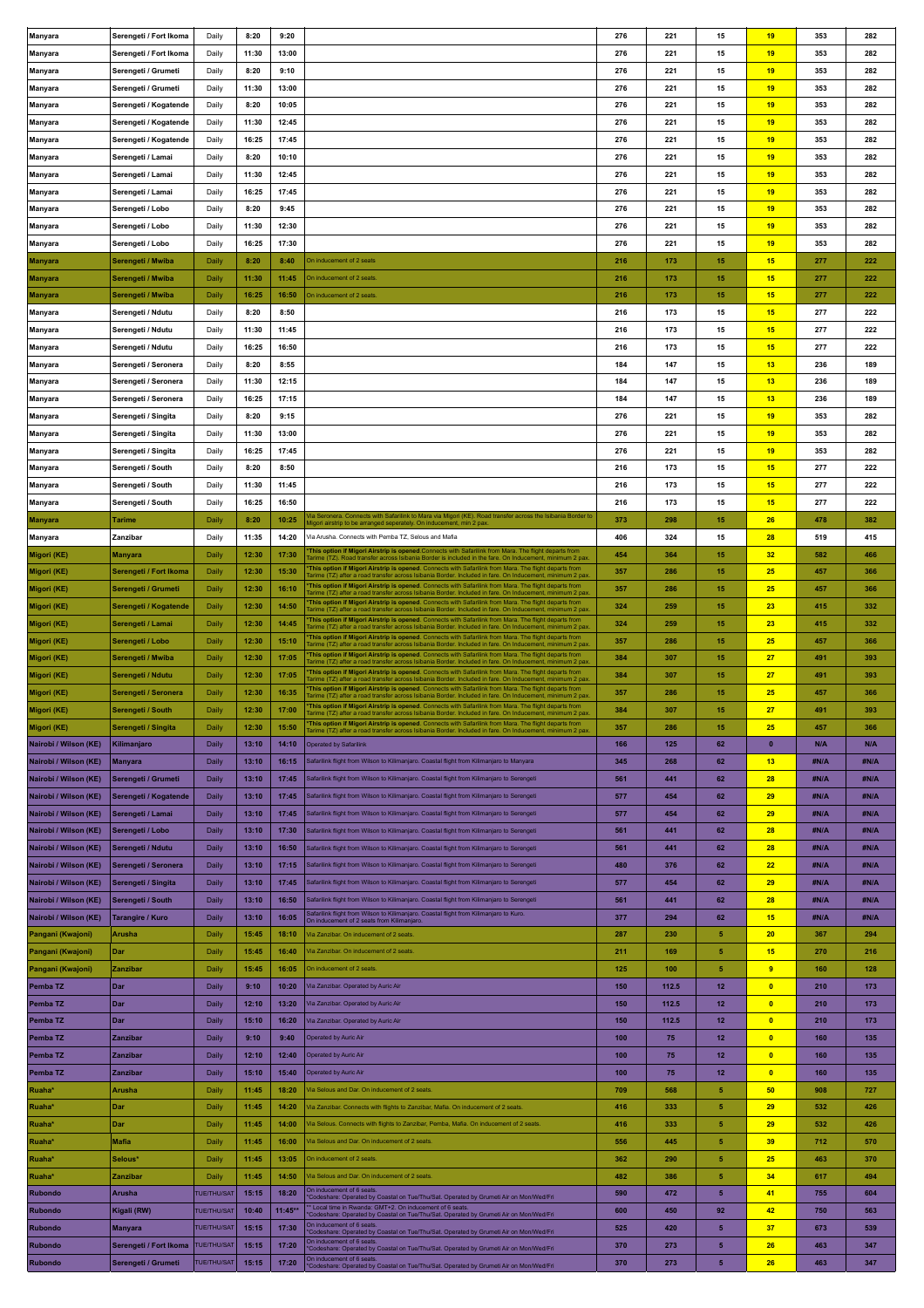| | | | | | | | | | | | |
|---|---|---|---|---|---|---|---|---|---|---|---|
| Manyara | Serengeti / Fort Ikoma | Daily | 8:20 | 9:20 | | 276 | 221 | 15 | 19 | 353 | 282 |
| Manyara | Serengeti / Fort Ikoma | Daily | 11:30 | 13:00 | | 276 | 221 | 15 | 19 | 353 | 282 |
| Manyara | Serengeti / Grumeti | Daily | 8:20 | 9:10 | | 276 | 221 | 15 | 19 | 353 | 282 |
| Manyara | Serengeti / Grumeti | Daily | 11:30 | 13:00 | | 276 | 221 | 15 | 19 | 353 | 282 |
| Manyara | Serengeti / Kogatende | Daily | 8:20 | 10:05 | | 276 | 221 | 15 | 19 | 353 | 282 |
| Manyara | Serengeti / Kogatende | Daily | 11:30 | 12:45 | | 276 | 221 | 15 | 19 | 353 | 282 |
| Manyara | Serengeti / Kogatende | Daily | 16:25 | 17:45 | | 276 | 221 | 15 | 19 | 353 | 282 |
| Manyara | Serengeti / Lamai | Daily | 8:20 | 10:10 | | 276 | 221 | 15 | 19 | 353 | 282 |
| Manyara | Serengeti / Lamai | Daily | 11:30 | 12:45 | | 276 | 221 | 15 | 19 | 353 | 282 |
| Manyara | Serengeti / Lamai | Daily | 16:25 | 17:45 | | 276 | 221 | 15 | 19 | 353 | 282 |
| Manyara | Serengeti / Lobo | Daily | 8:20 | 9:45 | | 276 | 221 | 15 | 19 | 353 | 282 |
| Manyara | Serengeti / Lobo | Daily | 11:30 | 12:30 | | 276 | 221 | 15 | 19 | 353 | 282 |
| Manyara | Serengeti / Lobo | Daily | 16:25 | 17:30 | | 276 | 221 | 15 | 19 | 353 | 282 |
| Manyara | Serengeti / Mwiba | Daily | 8:20 | 8:40 | On inducement of 2 seats | 216 | 173 | 15 | 15 | 277 | 222 |
| Manyara | Serengeti / Mwiba | Daily | 11:30 | 11:45 | On inducement of 2 seats. | 216 | 173 | 15 | 15 | 277 | 222 |
| Manyara | Serengeti / Mwiba | Daily | 16:25 | 16:50 | On inducement of 2 seats. | 216 | 173 | 15 | 15 | 277 | 222 |
| Manyara | Serengeti / Ndutu | Daily | 8:20 | 8:50 | | 216 | 173 | 15 | 15 | 277 | 222 |
| Manyara | Serengeti / Ndutu | Daily | 11:30 | 11:45 | | 216 | 173 | 15 | 15 | 277 | 222 |
| Manyara | Serengeti / Ndutu | Daily | 16:25 | 16:50 | | 216 | 173 | 15 | 15 | 277 | 222 |
| Manyara | Serengeti / Seronera | Daily | 8:20 | 8:55 | | 184 | 147 | 15 | 13 | 236 | 189 |
| Manyara | Serengeti / Seronera | Daily | 11:30 | 12:15 | | 184 | 147 | 15 | 13 | 236 | 189 |
| Manyara | Serengeti / Seronera | Daily | 16:25 | 17:15 | | 184 | 147 | 15 | 13 | 236 | 189 |
| Manyara | Serengeti / Singita | Daily | 8:20 | 9:15 | | 276 | 221 | 15 | 19 | 353 | 282 |
| Manyara | Serengeti / Singita | Daily | 11:30 | 13:00 | | 276 | 221 | 15 | 19 | 353 | 282 |
| Manyara | Serengeti / Singita | Daily | 16:25 | 17:45 | | 276 | 221 | 15 | 19 | 353 | 282 |
| Manyara | Serengeti / South | Daily | 8:20 | 8:50 | | 216 | 173 | 15 | 15 | 277 | 222 |
| Manyara | Serengeti / South | Daily | 11:30 | 11:45 | | 216 | 173 | 15 | 15 | 277 | 222 |
| Manyara | Serengeti / South | Daily | 16:25 | 16:50 | | 216 | 173 | 15 | 15 | 277 | 222 |
| Manyara | Tarime | Daily | 8:20 | 10:25 | Via Seronera. Connects with Safarilink to Mara via Migori (KE). Road transfer across the Isibania Border to Migori airstrip to be arranged seperately. On inducement, min 2 pax. | 373 | 298 | 15 | 26 | 478 | 382 |
| Manyara | Zanzibar | Daily | 11:35 | 14:20 | Via Arusha. Connects with Pemba TZ, Selous and Mafia | 406 | 324 | 15 | 28 | 519 | 415 |
| Migori (KE) | Manyara | Daily | 12:30 | 17:30 | *This option if Migori Airstrip is opened. Connects with Safarilink from Mara. The flight departs from Tarime (TZ). Road transfer across Isibania Border is included in the fare. On Inducement, minimum 2 pax. | 454 | 364 | 15 | 32 | 582 | 466 |
| Migori (KE) | Serengeti / Fort Ikoma | Daily | 12:30 | 15:30 | *This option if Migori Airstrip is opened. Connects with Safarilink from Mara. The flight departs from Tarime (TZ) after a road transfer across Isibania Border. Included in fare. On Inducement, minimum 2 pax. | 357 | 286 | 15 | 25 | 457 | 366 |
| Migori (KE) | Serengeti / Grumeti | Daily | 12:30 | 16:10 | *This option if Migori Airstrip is opened. Connects with Safarilink from Mara. The flight departs from Tarime (TZ) after a road transfer across Isibania Border. Included in fare. On Inducement, minimum 2 pax. | 357 | 286 | 15 | 25 | 457 | 366 |
| Migori (KE) | Serengeti / Kogatende | Daily | 12:30 | 14:50 | *This option if Migori Airstrip is opened. Connects with Safarilink from Mara. The flight departs from Tarime (TZ) after a road transfer across Isibania Border. Included in fare. On Inducement, minimum 2 pax. | 324 | 259 | 15 | 23 | 415 | 332 |
| Migori (KE) | Serengeti / Lamai | Daily | 12:30 | 14:45 | *This option if Migori Airstrip is opened. Connects with Safarilink from Mara. The flight departs from Tarime (TZ) after a road transfer across Isibania Border. Included in fare. On Inducement, minimum 2 pax. | 324 | 259 | 15 | 23 | 415 | 332 |
| Migori (KE) | Serengeti / Lobo | Daily | 12:30 | 15:10 | *This option if Migori Airstrip is opened. Connects with Safarilink from Mara. The flight departs from Tarime (TZ) after a road transfer across Isibania Border. Included in fare. On Inducement, minimum 2 pax. | 357 | 286 | 15 | 25 | 457 | 366 |
| Migori (KE) | Serengeti / Mwiba | Daily | 12:30 | 17:05 | *This option if Migori Airstrip is opened. Connects with Safarilink from Mara. The flight departs from Tarime (TZ) after a road transfer across Isibania Border. Included in fare. On Inducement, minimum 2 pax. | 384 | 307 | 15 | 27 | 491 | 393 |
| Migori (KE) | Serengeti / Ndutu | Daily | 12:30 | 17:05 | *This option if Migori Airstrip is opened. Connects with Safarilink from Mara. The flight departs from Tarime (TZ) after a road transfer across Isibania Border. Included in fare. On Inducement, minimum 2 pax. | 384 | 307 | 15 | 27 | 491 | 393 |
| Migori (KE) | Serengeti / Seronera | Daily | 12:30 | 16:35 | *This option if Migori Airstrip is opened. Connects with Safarilink from Mara. The flight departs from Tarime (TZ) after a road transfer across Isibania Border. Included in fare. On Inducement, minimum 2 pax. | 357 | 286 | 15 | 25 | 457 | 366 |
| Migori (KE) | Serengeti / South | Daily | 12:30 | 17:00 | *This option if Migori Airstrip is opened. Connects with Safarilink from Mara. The flight departs from Tarime (TZ) after a road transfer across Isibania Border. Included in fare. On Inducement, minimum 2 pax. | 384 | 307 | 15 | 27 | 491 | 393 |
| Migori (KE) | Serengeti / Singita | Daily | 12:30 | 15:50 | *This option if Migori Airstrip is opened. Connects with Safarilink from Mara. The flight departs from Tarime (TZ) after a road transfer across Isibania Border. Included in fare. On Inducement, minimum 2 pax. | 357 | 286 | 15 | 25 | 457 | 366 |
| Nairobi / Wilson (KE) | Kilimanjaro | Daily | 13:10 | 14:10 | Operated by Safarilink | 166 | 125 | 62 | 0 | N/A | N/A |
| Nairobi / Wilson (KE) | Manyara | Daily | 13:10 | 16:15 | Safarilink flight from Wilson to Kilimanjaro. Coastal flight from Kilimanjaro to Manyara | 345 | 268 | 62 | 13 | #N/A | #N/A |
| Nairobi / Wilson (KE) | Serengeti / Grumeti | Daily | 13:10 | 17:45 | Safarilink flight from Wilson to Kilimanjaro. Coastal flight from Kilimanjaro to Serengeti | 561 | 441 | 62 | 28 | #N/A | #N/A |
| Nairobi / Wilson (KE) | Serengeti / Kogatende | Daily | 13:10 | 17:45 | Safarilink flight from Wilson to Kilimanjaro. Coastal flight from Kilimanjaro to Serengeti | 577 | 454 | 62 | 29 | #N/A | #N/A |
| Nairobi / Wilson (KE) | Serengeti / Lamai | Daily | 13:10 | 17:45 | Safarilink flight from Wilson to Kilimanjaro. Coastal flight from Kilimanjaro to Serengeti | 577 | 454 | 62 | 29 | #N/A | #N/A |
| Nairobi / Wilson (KE) | Serengeti / Lobo | Daily | 13:10 | 17:30 | Safarilink flight from Wilson to Kilimanjaro. Coastal flight from Kilimanjaro to Serengeti | 561 | 441 | 62 | 28 | #N/A | #N/A |
| Nairobi / Wilson (KE) | Serengeti / Ndutu | Daily | 13:10 | 16:50 | Safarilink flight from Wilson to Kilimanjaro. Coastal flight from Kilimanjaro to Serengeti | 561 | 441 | 62 | 28 | #N/A | #N/A |
| Nairobi / Wilson (KE) | Serengeti / Seronera | Daily | 13:10 | 17:15 | Safarilink flight from Wilson to Kilimanjaro. Coastal flight from Kilimanjaro to Serengeti | 480 | 376 | 62 | 22 | #N/A | #N/A |
| Nairobi / Wilson (KE) | Serengeti / Singita | Daily | 13:10 | 17:45 | Safarilink flight from Wilson to Kilimanjaro. Coastal flight from Kilimanjaro to Serengeti | 577 | 454 | 62 | 29 | #N/A | #N/A |
| Nairobi / Wilson (KE) | Serengeti / South | Daily | 13:10 | 16:50 | Safarilink flight from Wilson to Kilimanjaro. Coastal flight from Kilimanjaro to Serengeti | 561 | 441 | 62 | 28 | #N/A | #N/A |
| Nairobi / Wilson (KE) | Tarangire / Kuro | Daily | 13:10 | 16:05 | Safarilink flight from Wilson to Kilimanjaro. Coastal flight from Kilimanjaro to Kuro. On inducement of 2 seats from Kilimanjaro. | 377 | 294 | 62 | 15 | #N/A | #N/A |
| Pangani (Kwajoni) | Arusha | Daily | 15:45 | 18:10 | Via Zanzibar. On inducement of 2 seats. | 287 | 230 | 5 | 20 | 367 | 294 |
| Pangani (Kwajoni) | Dar | Daily | 15:45 | 16:40 | Via Zanzibar. On inducement of 2 seats. | 211 | 169 | 5 | 15 | 270 | 216 |
| Pangani (Kwajoni) | Zanzibar | Daily | 15:45 | 16:05 | On inducement of 2 seats. | 125 | 100 | 5 | 9 | 160 | 128 |
| Pemba TZ | Dar | Daily | 9:10 | 10:20 | Via Zanzibar. Operated by Auric Air | 150 | 112.5 | 12 | 0 | 210 | 173 |
| Pemba TZ | Dar | Daily | 12:10 | 13:20 | Via Zanzibar. Operated by Auric Air | 150 | 112.5 | 12 | 0 | 210 | 173 |
| Pemba TZ | Dar | Daily | 15:10 | 16:20 | Via Zanzibar. Operated by Auric Air | 150 | 112.5 | 12 | 0 | 210 | 173 |
| Pemba TZ | Zanzibar | Daily | 9:10 | 9:40 | Operated by Auric Air | 100 | 75 | 12 | 0 | 160 | 135 |
| Pemba TZ | Zanzibar | Daily | 12:10 | 12:40 | Operated by Auric Air | 100 | 75 | 12 | 0 | 160 | 135 |
| Pemba TZ | Zanzibar | Daily | 15:10 | 15:40 | Operated by Auric Air | 100 | 75 | 12 | 0 | 160 | 135 |
| Ruaha* | Arusha | Daily | 11:45 | 18:20 | Via Selous and Dar. On inducement of 2 seats. | 709 | 568 | 5 | 50 | 908 | 727 |
| Ruaha* | Dar | Daily | 11:45 | 14:20 | Via Zanzibar. Connects with flights to Zanzibar, Mafia. On inducement of 2 seats. | 416 | 333 | 5 | 29 | 532 | 426 |
| Ruaha* | Dar | Daily | 11:45 | 14:00 | Via Selous. Connects with flights to Zanzibar, Pemba, Mafia. On inducement of 2 seats. | 416 | 333 | 5 | 29 | 532 | 426 |
| Ruaha* | Mafia | Daily | 11:45 | 16:00 | Via Selous and Dar. On inducement of 2 seats. | 556 | 445 | 5 | 39 | 712 | 570 |
| Ruaha* | Selous* | Daily | 11:45 | 13:05 | On inducement of 2 seats. | 362 | 290 | 5 | 25 | 463 | 370 |
| Ruaha* | Zanzibar | Daily | 11:45 | 14:50 | Via Selous and Dar. On inducement of 2 seats. | 482 | 386 | 5 | 34 | 617 | 494 |
| Rubondo | Arusha | TUE/THU/SAT | 15:15 | 18:20 | On inducement of 6 seats. *Codeshare: Operated by Coastal on Tue/Thu/Sat. Operated by Grumeti Air on Mon/Wed/Fri | 590 | 472 | 5 | 41 | 755 | 604 |
| Rubondo | Kigali (RW) | TUE/THU/SAT | 10:40 | 11:45** | ** Local time in Rwanda: GMT+2. On inducement of 6 seats. *Codeshare: Operated by Coastal on Tue/Thu/Sat. Operated by Grumeti Air on Mon/Wed/Fri | 600 | 450 | 92 | 42 | 750 | 563 |
| Rubondo | Manyara | TUE/THU/SAT | 15:15 | 17:30 | On inducement of 6 seats. *Codeshare: Operated by Coastal on Tue/Thu/Sat. Operated by Grumeti Air on Mon/Wed/Fri | 525 | 420 | 5 | 37 | 673 | 539 |
| Rubondo | Serengeti / Fort Ikoma | TUE/THU/SAT | 15:15 | 17:20 | On inducement of 6 seats. *Codeshare: Operated by Coastal on Tue/Thu/Sat. Operated by Grumeti Air on Mon/Wed/Fri | 370 | 273 | 5 | 26 | 463 | 347 |
| Rubondo | Serengeti / Grumeti | TUE/THU/SAT | 15:15 | 17:20 | On inducement of 6 seats. *Codeshare: Operated by Coastal on Tue/Thu/Sat. Operated by Grumeti Air on Mon/Wed/Fri | 370 | 273 | 5 | 26 | 463 | 347 |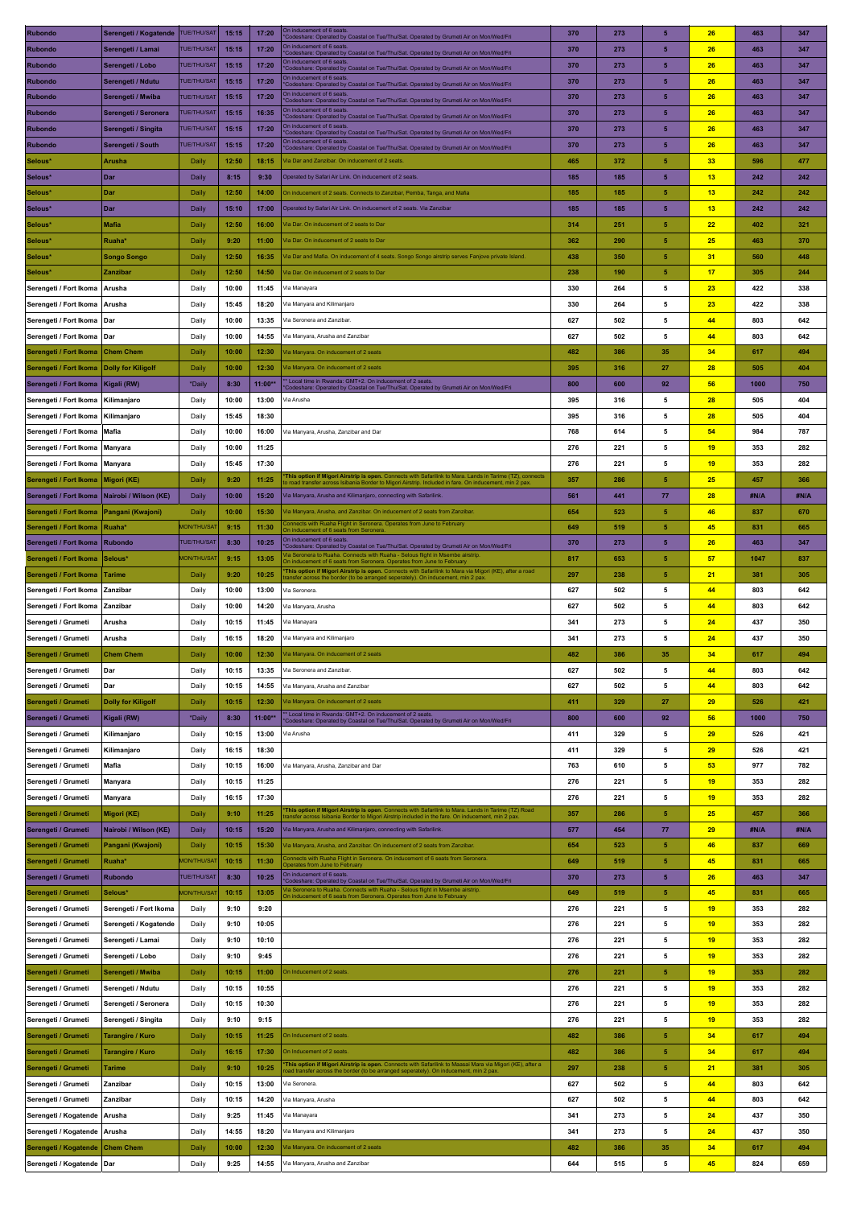| Rubondo | Serengeti / Kogatende | TUE/THU/SAT | 15:15 | 17:20 | On inducement of 6 seats. *Codeshare: Operated by Coastal on Tue/Thu/Sat. Operated by Grumeti Air on Mon/Wed/Fri | 370 | 273 | 5 | 26 | 463 | 347 |
|---|---|---|---|---|---|---|---|---|---|---|---|
| Rubondo | Serengeti / Lamai | TUE/THU/SAT | 15:15 | 17:20 | On inducement of 6 seats. *Codeshare: Operated by Coastal on Tue/Thu/Sat. Operated by Grumeti Air on Mon/Wed/Fri | 370 | 273 | 5 | 26 | 463 | 347 |
| Rubondo | Serengeti / Lobo | TUE/THU/SAT | 15:15 | 17:20 | On inducement of 6 seats. *Codeshare: Operated by Coastal on Tue/Thu/Sat. Operated by Grumeti Air on Mon/Wed/Fri | 370 | 273 | 5 | 26 | 463 | 347 |
| Rubondo | Serengeti / Ndutu | TUE/THU/SAT | 15:15 | 17:20 | On inducement of 6 seats. *Codeshare: Operated by Coastal on Tue/Thu/Sat. Operated by Grumeti Air on Mon/Wed/Fri | 370 | 273 | 5 | 26 | 463 | 347 |
| Rubondo | Serengeti / Mwiba | TUE/THU/SAT | 15:15 | 17:20 | On inducement of 6 seats. *Codeshare: Operated by Coastal on Tue/Thu/Sat. Operated by Grumeti Air on Mon/Wed/Fri | 370 | 273 | 5 | 26 | 463 | 347 |
| Rubondo | Serengeti / Seronera | TUE/THU/SAT | 15:15 | 16:35 | On inducement of 6 seats. *Codeshare: Operated by Coastal on Tue/Thu/Sat. Operated by Grumeti Air on Mon/Wed/Fri | 370 | 273 | 5 | 26 | 463 | 347 |
| Rubondo | Serengeti / Singita | TUE/THU/SAT | 15:15 | 17:20 | On inducement of 6 seats. *Codeshare: Operated by Coastal on Tue/Thu/Sat. Operated by Grumeti Air on Mon/Wed/Fri | 370 | 273 | 5 | 26 | 463 | 347 |
| Rubondo | Serengeti / South | TUE/THU/SAT | 15:15 | 17:20 | On inducement of 6 seats. *Codeshare: Operated by Coastal on Tue/Thu/Sat. Operated by Grumeti Air on Mon/Wed/Fri | 370 | 273 | 5 | 26 | 463 | 347 |
| Selous* | Arusha | Daily | 12:50 | 18:15 | Via Dar and Zanzibar. On inducement of 2 seats. | 465 | 372 | 5 | 33 | 596 | 477 |
| Selous* | Dar | Daily | 8:15 | 9:30 | Operated by Safari Air Link. On inducement of 2 seats. | 185 | 185 | 5 | 13 | 242 | 242 |
| Selous* | Dar | Daily | 12:50 | 14:00 | On inducement of 2 seats. Connects to Zanzibar, Pemba, Tanga, and Mafia | 185 | 185 | 5 | 13 | 242 | 242 |
| Selous* | Dar | Daily | 15:10 | 17:00 | Operated by Safari Air Link. On inducement of 2 seats. Via Zanzibar | 185 | 185 | 5 | 13 | 242 | 242 |
| Selous* | Mafia | Daily | 12:50 | 16:00 | Via Dar. On inducement of 2 seats to Dar | 314 | 251 | 5 | 22 | 402 | 321 |
| Selous* | Ruaha* | Daily | 9:20 | 11:00 | Via Dar. On inducement of 2 seats to Dar | 362 | 290 | 5 | 25 | 463 | 370 |
| Selous* | Songo Songo | Daily | 12:50 | 16:35 | Via Dar and Mafia. On inducement of 4 seats. Songo Songo airstrip serves Fanjove private Island. | 438 | 350 | 5 | 31 | 560 | 448 |
| Selous* | Zanzibar | Daily | 12:50 | 14:50 | Via Dar. On inducement of 2 seats to Dar | 238 | 190 | 5 | 17 | 305 | 244 |
| Serengeti / Fort Ikoma | Arusha | Daily | 10:00 | 11:45 | Via Manayara | 330 | 264 | 5 | 23 | 422 | 338 |
| Serengeti / Fort Ikoma | Arusha | Daily | 15:45 | 18:20 | Via Manyara and Kilimanjaro | 330 | 264 | 5 | 23 | 422 | 338 |
| Serengeti / Fort Ikoma | Dar | Daily | 10:00 | 13:35 | Via Seronera and Zanzibar. | 627 | 502 | 5 | 44 | 803 | 642 |
| Serengeti / Fort Ikoma | Dar | Daily | 10:00 | 14:55 | Via Manyara, Arusha and Zanzibar | 627 | 502 | 5 | 44 | 803 | 642 |
| Serengeti / Fort Ikoma | Chem Chem | Daily | 10:00 | 12:30 | Via Manyara. On inducement of 2 seats | 482 | 386 | 35 | 34 | 617 | 494 |
| Serengeti / Fort Ikoma | Dolly for Kiligolf | Daily | 10:00 | 12:30 | Via Manyara. On inducement of 2 seats | 395 | 316 | 27 | 28 | 505 | 404 |
| Serengeti / Fort Ikoma | Kigali (RW) | *Daily | 8:30 | 11:00** | ** Local time in Rwanda: GMT+2. On inducement of 2 seats. *Codeshare: Operated by Coastal on Tue/Thu/Sat. Operated by Grumeti Air on Mon/Wed/Fri | 800 | 600 | 92 | 56 | 1000 | 750 |
| Serengeti / Fort Ikoma | Kilimanjaro | Daily | 10:00 | 13:00 | Via Arusha | 395 | 316 | 5 | 28 | 505 | 404 |
| Serengeti / Fort Ikoma | Kilimanjaro | Daily | 15:45 | 18:30 | | 395 | 316 | 5 | 28 | 505 | 404 |
| Serengeti / Fort Ikoma | Mafia | Daily | 10:00 | 16:00 | Via Manyara, Arusha, Zanzibar and Dar | 768 | 614 | 5 | 54 | 984 | 787 |
| Serengeti / Fort Ikoma | Manyara | Daily | 10:00 | 11:25 | | 276 | 221 | 5 | 19 | 353 | 282 |
| Serengeti / Fort Ikoma | Manyara | Daily | 15:45 | 17:30 | | 276 | 221 | 5 | 19 | 353 | 282 |
| Serengeti / Fort Ikoma | Migori (KE) | Daily | 9:20 | 11:25 | *This option if Migori Airstrip is open. Connects with Safarilink to Mara. Lands in Tarime (TZ), connects to road transfer across Isibania Border to Migori Airstrip. Included in fare. On inducement, min 2 pax. | 357 | 286 | 5 | 25 | 457 | 366 |
| Serengeti / Fort Ikoma | Nairobi / Wilson (KE) | Daily | 10:00 | 15:20 | Via Manyara, Arusha and Kilimanjaro, connecting with Safarilink. | 561 | 441 | 77 | 28 | #N/A | #N/A |
| Serengeti / Fort Ikoma | Pangani (Kwajoni) | Daily | 10:00 | 15:30 | Via Manyara, Arusha, and Zanzibar. On inducement of 2 seats from Zanzibar. | 654 | 523 | 5 | 46 | 837 | 670 |
| Serengeti / Fort Ikoma | Ruaha* | MON/THU/SAT | 9:15 | 11:30 | Connects with Ruaha Flight in Seronera. Operates from June to February On inducement of 6 seats from Seronera. | 649 | 519 | 5 | 45 | 831 | 665 |
| Serengeti / Fort Ikoma | Rubondo | TUE/THU/SAT | 8:30 | 10:25 | On inducement of 6 seats. *Codeshare: Operated by Coastal on Tue/Thu/Sat. Operated by Grumeti Air on Mon/Wed/Fri | 370 | 273 | 5 | 26 | 463 | 347 |
| Serengeti / Fort Ikoma | Selous* | MON/THU/SAT | 9:15 | 13:05 | Via Seronera to Ruaha. Connects with Ruaha - Selous flight in Msembe airstrip. On inducement of 6 seats from Seronera. Operates from June to February | 817 | 653 | 5 | 57 | 1047 | 837 |
| Serengeti / Fort Ikoma | Tarime | Daily | 9:20 | 10:25 | *This option if Migori Airstrip is open. Connects with Safarilink to Mara via Migori (KE), after a road transfer across the border (to be arranged seperately). On inducement, min 2 pax. | 297 | 238 | 5 | 21 | 381 | 305 |
| Serengeti / Fort Ikoma | Zanzibar | Daily | 10:00 | 13:00 | Via Seronera. | 627 | 502 | 5 | 44 | 803 | 642 |
| Serengeti / Fort Ikoma | Zanzibar | Daily | 10:00 | 14:20 | Via Manyara, Arusha | 627 | 502 | 5 | 44 | 803 | 642 |
| Serengeti / Grumeti | Arusha | Daily | 10:15 | 11:45 | Via Manayara | 341 | 273 | 5 | 24 | 437 | 350 |
| Serengeti / Grumeti | Arusha | Daily | 16:15 | 18:20 | Via Manyara and Kilimanjaro | 341 | 273 | 5 | 24 | 437 | 350 |
| Serengeti / Grumeti | Chem Chem | Daily | 10:00 | 12:30 | Via Manyara. On inducement of 2 seats | 482 | 386 | 35 | 34 | 617 | 494 |
| Serengeti / Grumeti | Dar | Daily | 10:15 | 13:35 | Via Seronera and Zanzibar. | 627 | 502 | 5 | 44 | 803 | 642 |
| Serengeti / Grumeti | Dar | Daily | 10:15 | 14:55 | Via Manyara, Arusha and Zanzibar | 627 | 502 | 5 | 44 | 803 | 642 |
| Serengeti / Grumeti | Dolly for Kiligolf | Daily | 10:15 | 12:30 | Via Manyara. On inducement of 2 seats | 411 | 329 | 27 | 29 | 526 | 421 |
| Serengeti / Grumeti | Kigali (RW) | *Daily | 8:30 | 11:00** | ** Local time in Rwanda: GMT+2. On inducement of 2 seats. *Codeshare: Operated by Coastal on Tue/Thu/Sat. Operated by Grumeti Air on Mon/Wed/Fri | 800 | 600 | 92 | 56 | 1000 | 750 |
| Serengeti / Grumeti | Kilimanjaro | Daily | 10:15 | 13:00 | Via Arusha | 411 | 329 | 5 | 29 | 526 | 421 |
| Serengeti / Grumeti | Kilimanjaro | Daily | 16:15 | 18:30 | | 411 | 329 | 5 | 29 | 526 | 421 |
| Serengeti / Grumeti | Mafia | Daily | 10:15 | 16:00 | Via Manyara, Arusha, Zanzibar and Dar | 763 | 610 | 5 | 53 | 977 | 782 |
| Serengeti / Grumeti | Manyara | Daily | 10:15 | 11:25 | | 276 | 221 | 5 | 19 | 353 | 282 |
| Serengeti / Grumeti | Manyara | Daily | 16:15 | 17:30 | | 276 | 221 | 5 | 19 | 353 | 282 |
| Serengeti / Grumeti | Migori (KE) | Daily | 9:10 | 11:25 | *This option if Migori Airstrip is open. Connects with Safarilink to Mara. Lands in Tarime (TZ) Road transfer across Isibania Border to Migori Airstrip included in the fare. On inducement, min 2 pax. | 357 | 286 | 5 | 25 | 457 | 366 |
| Serengeti / Grumeti | Nairobi / Wilson (KE) | Daily | 10:15 | 15:20 | Via Manyara, Arusha and Kilimanjaro, connecting with Safarilink. | 577 | 454 | 77 | 29 | #N/A | #N/A |
| Serengeti / Grumeti | Pangani (Kwajoni) | Daily | 10:15 | 15:30 | Via Manyara, Arusha, and Zanzibar. On inducement of 2 seats from Zanzibar. | 654 | 523 | 5 | 46 | 837 | 669 |
| Serengeti / Grumeti | Ruaha* | MON/THU/SAT | 10:15 | 11:30 | Connects with Ruaha Flight in Seronera. On inducement of 6 seats from Seronera. Operates from June to February | 649 | 519 | 5 | 45 | 831 | 665 |
| Serengeti / Grumeti | Rubondo | TUE/THU/SAT | 8:30 | 10:25 | On inducement of 6 seats. *Codeshare: Operated by Coastal on Tue/Thu/Sat. Operated by Grumeti Air on Mon/Wed/Fri | 370 | 273 | 5 | 26 | 463 | 347 |
| Serengeti / Grumeti | Selous* | MON/THU/SAT | 10:15 | 13:05 | Via Seronera to Ruaha. Connects with Ruaha - Selous flight in Msembe airstrip. On inducement of 6 seats from Seronera. Operates from June to February | 649 | 519 | 5 | 45 | 831 | 665 |
| Serengeti / Grumeti | Serengeti / Fort Ikoma | Daily | 9:10 | 9:20 | | 276 | 221 | 5 | 19 | 353 | 282 |
| Serengeti / Grumeti | Serengeti / Kogatende | Daily | 9:10 | 10:05 | | 276 | 221 | 5 | 19 | 353 | 282 |
| Serengeti / Grumeti | Serengeti / Lamai | Daily | 9:10 | 10:10 | | 276 | 221 | 5 | 19 | 353 | 282 |
| Serengeti / Grumeti | Serengeti / Lobo | Daily | 9:10 | 9:45 | | 276 | 221 | 5 | 19 | 353 | 282 |
| Serengeti / Grumeti | Serengeti / Mwiba | Daily | 10:15 | 11:00 | On inducement of 2 seats. | 276 | 221 | 5 | 19 | 353 | 282 |
| Serengeti / Grumeti | Serengeti / Ndutu | Daily | 10:15 | 10:55 | | 276 | 221 | 5 | 19 | 353 | 282 |
| Serengeti / Grumeti | Serengeti / Seronera | Daily | 10:15 | 10:30 | | 276 | 221 | 5 | 19 | 353 | 282 |
| Serengeti / Grumeti | Serengeti / Singita | Daily | 9:10 | 9:15 | | 276 | 221 | 5 | 19 | 353 | 282 |
| Serengeti / Grumeti | Tarangire / Kuro | Daily | 10:15 | 11:25 | On inducement of 2 seats. | 482 | 386 | 5 | 34 | 617 | 494 |
| Serengeti / Grumeti | Tarangire / Kuro | Daily | 16:15 | 17:30 | On inducement of 2 seats. | 482 | 386 | 5 | 34 | 617 | 494 |
| Serengeti / Grumeti | Tarime | Daily | 9:10 | 10:25 | *This option if Migori Airstrip is open. Connects with Safarilink to Maasai Mara via Migori (KE), after a road transfer across the border (to be arranged seperately). On inducement, min 2 pax. | 297 | 238 | 5 | 21 | 381 | 305 |
| Serengeti / Grumeti | Zanzibar | Daily | 10:15 | 13:00 | Via Seronera. | 627 | 502 | 5 | 44 | 803 | 642 |
| Serengeti / Grumeti | Zanzibar | Daily | 10:15 | 14:20 | Via Manyara, Arusha | 627 | 502 | 5 | 44 | 803 | 642 |
| Serengeti / Kogatende | Arusha | Daily | 9:25 | 11:45 | Via Manayara | 341 | 273 | 5 | 24 | 437 | 350 |
| Serengeti / Kogatende | Arusha | Daily | 14:55 | 18:20 | Via Manyara and Kilimanjaro | 341 | 273 | 5 | 24 | 437 | 350 |
| Serengeti / Kogatende | Chem Chem | Daily | 10:00 | 12:30 | Via Manyara. On inducement of 2 seats | 482 | 386 | 35 | 34 | 617 | 494 |
| Serengeti / Kogatende | Dar | Daily | 9:25 | 14:55 | Via Manyara, Arusha and Zanzibar | 644 | 515 | 5 | 45 | 824 | 659 |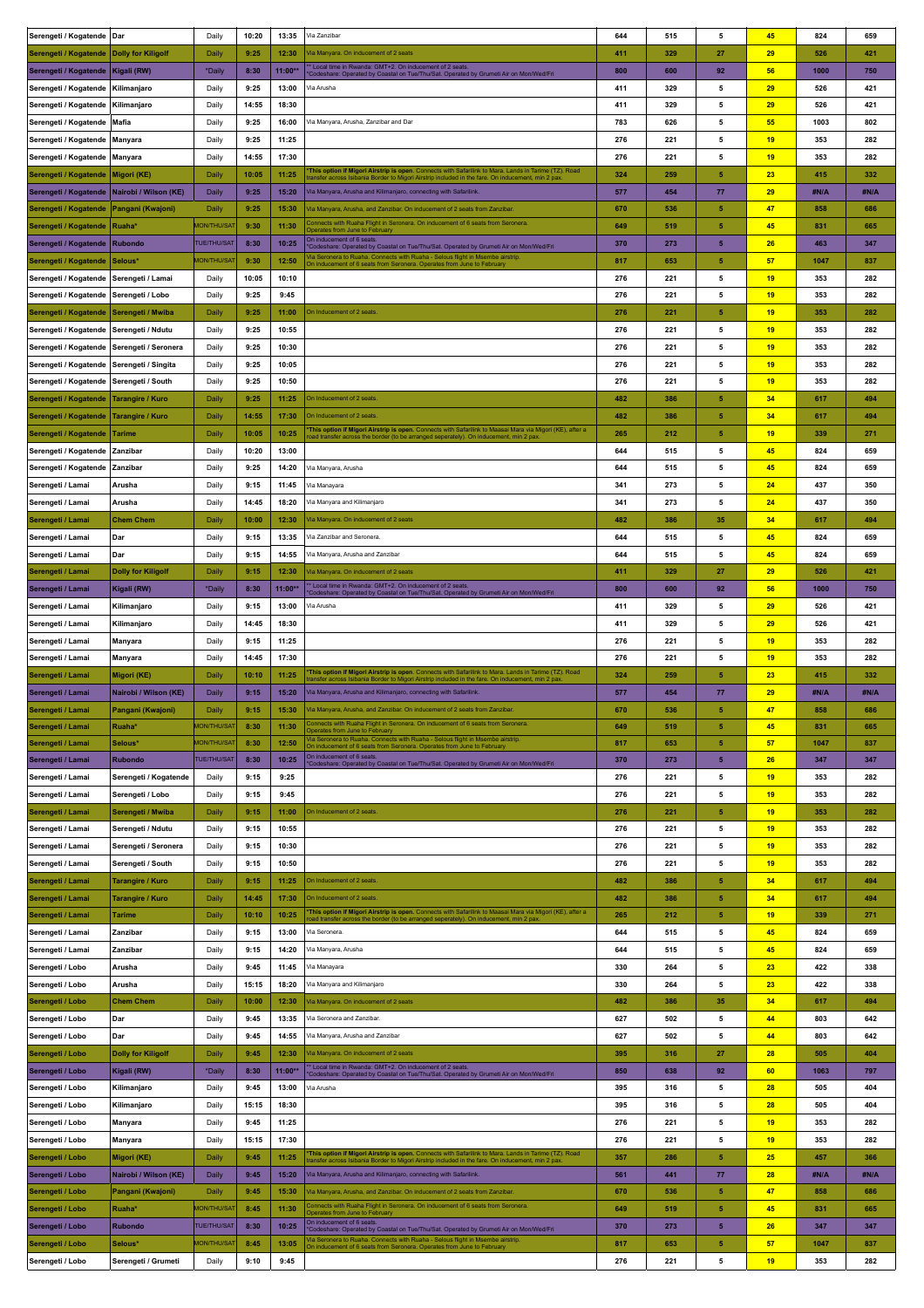| | | | | | | | | | | | |
|---|---|---|---|---|---|---|---|---|---|---|---|
| Serengeti / Kogatende | Dar | Daily | 10:20 | 13:35 | Via Zanzibar | 644 | 515 | 5 | 45 | 824 | 659 |
| Serengeti / Kogatende | Dolly for Kiligolf | Daily | 9:25 | 12:30 | Via Manyara. On inducement of 2 seats | 411 | 329 | 27 | 29 | 526 | 421 |
| Serengeti / Kogatende | Kigali (RW) | *Daily | 8:30 | 11:00** | ** Local time in Rwanda: GMT+2. On inducement of 2 seats. *Codeshare: Operated by Coastal on Tue/Thu/Sat. Operated by Grumeti Air on Mon/Wed/Fri | 800 | 600 | 92 | 56 | 1000 | 750 |
| Serengeti / Kogatende | Kilimanjaro | Daily | 9:25 | 13:00 | Via Arusha | 411 | 329 | 5 | 29 | 526 | 421 |
| Serengeti / Kogatende | Kilimanjaro | Daily | 14:55 | 18:30 | | 411 | 329 | 5 | 29 | 526 | 421 |
| Serengeti / Kogatende | Mafia | Daily | 9:25 | 16:00 | Via Manyara, Arusha, Zanzibar and Dar | 783 | 626 | 5 | 55 | 1003 | 802 |
| Serengeti / Kogatende | Manyara | Daily | 9:25 | 11:25 | | 276 | 221 | 5 | 19 | 353 | 282 |
| Serengeti / Kogatende | Manyara | Daily | 14:55 | 17:30 | | 276 | 221 | 5 | 19 | 353 | 282 |
| Serengeti / Kogatende | Migori (KE) | Daily | 10:05 | 11:25 | *This option if Migori Airstrip is open. Connects with Safarilink to Mara. Lands in Tarime (TZ). Road transfer across Isibania Border to Migori Airstrip included in the fare. On inducement, min 2 pax. | 324 | 259 | 5 | 23 | 415 | 332 |
| Serengeti / Kogatende | Nairobi / Wilson (KE) | Daily | 9:25 | 15:20 | Via Manyara, Arusha and Kilimanjaro, connecting with Safarilink. | 577 | 454 | 77 | 29 | #N/A | #N/A |
| Serengeti / Kogatende | Pangani (Kwajoni) | Daily | 9:25 | 15:30 | Via Manyara, Arusha, and Zanzibar. On inducement of 2 seats from Zanzibar. | 670 | 536 | 5 | 47 | 858 | 686 |
| Serengeti / Kogatende | Ruaha* | MON/THU/SAT | 9:30 | 11:30 | Connects with Ruaha Flight in Seronera. On inducement of 6 seats from Seronera. Operates from June to February | 649 | 519 | 5 | 45 | 831 | 665 |
| Serengeti / Kogatende | Rubondo | TUE/THU/SAT | 8:30 | 10:25 | On inducement of 6 seats. *Codeshare: Operated by Coastal on Tue/Thu/Sat. Operated by Grumeti Air on Mon/Wed/Fri | 370 | 273 | 5 | 26 | 463 | 347 |
| Serengeti / Kogatende | Selous* | MON/THU/SAT | 9:30 | 12:50 | Via Seronera to Ruaha. Connects with Ruaha - Selous flight in Msembe airstrip. On inducement of 6 seats from Seronera. Operates from June to February | 817 | 653 | 5 | 57 | 1047 | 837 |
| Serengeti / Kogatende | Serengeti / Lamai | Daily | 10:05 | 10:10 | | 276 | 221 | 5 | 19 | 353 | 282 |
| Serengeti / Kogatende | Serengeti / Lobo | Daily | 9:25 | 9:45 | | 276 | 221 | 5 | 19 | 353 | 282 |
| Serengeti / Kogatende | Serengeti / Mwiba | Daily | 9:25 | 11:00 | On Inducement of 2 seats. | 276 | 221 | 5 | 19 | 353 | 282 |
| Serengeti / Kogatende | Serengeti / Ndutu | Daily | 9:25 | 10:55 | | 276 | 221 | 5 | 19 | 353 | 282 |
| Serengeti / Kogatende | Serengeti / Seronera | Daily | 9:25 | 10:30 | | 276 | 221 | 5 | 19 | 353 | 282 |
| Serengeti / Kogatende | Serengeti / Singita | Daily | 9:25 | 10:05 | | 276 | 221 | 5 | 19 | 353 | 282 |
| Serengeti / Kogatende | Serengeti / South | Daily | 9:25 | 10:50 | | 276 | 221 | 5 | 19 | 353 | 282 |
| Serengeti / Kogatende | Tarangire / Kuro | Daily | 9:25 | 11:25 | On Inducement of 2 seats. | 482 | 386 | 5 | 34 | 617 | 494 |
| Serengeti / Kogatende | Tarangire / Kuro | Daily | 14:55 | 17:30 | On Inducement of 2 seats. | 482 | 386 | 5 | 34 | 617 | 494 |
| Serengeti / Kogatende | Tarime | Daily | 10:05 | 10:25 | *This option if Migori Airstrip is open. Connects with Safarilink to Maasai Mara via Migori (KE), after a road transfer across the border (to be arranged seperately). On inducement, min 2 pax. | 265 | 212 | 5 | 19 | 339 | 271 |
| Serengeti / Kogatende | Zanzibar | Daily | 10:20 | 13:00 | | 644 | 515 | 5 | 45 | 824 | 659 |
| Serengeti / Kogatende | Zanzibar | Daily | 9:25 | 14:20 | Via Manyara, Arusha | 644 | 515 | 5 | 45 | 824 | 659 |
| Serengeti / Lamai | Arusha | Daily | 9:15 | 11:45 | Via Manayara | 341 | 273 | 5 | 24 | 437 | 350 |
| Serengeti / Lamai | Arusha | Daily | 14:45 | 18:20 | Via Manyara and Kilimanjaro | 341 | 273 | 5 | 24 | 437 | 350 |
| Serengeti / Lamai | Chem Chem | Daily | 10:00 | 12:30 | Via Manyara. On inducement of 2 seats | 482 | 386 | 35 | 34 | 617 | 494 |
| Serengeti / Lamai | Dar | Daily | 9:15 | 13:35 | Via Zanzibar and Seronera. | 644 | 515 | 5 | 45 | 824 | 659 |
| Serengeti / Lamai | Dar | Daily | 9:15 | 14:55 | Via Manyara, Arusha and Zanzibar | 644 | 515 | 5 | 45 | 824 | 659 |
| Serengeti / Lamai | Dolly for Kiligolf | Daily | 9:15 | 12:30 | Via Manyara. On inducement of 2 seats | 411 | 329 | 27 | 29 | 526 | 421 |
| Serengeti / Lamai | Kigali (RW) | *Daily | 8:30 | 11:00** | ** Local time in Rwanda: GMT+2. On inducement of 2 seats. *Codeshare: Operated by Coastal on Tue/Thu/Sat. Operated by Grumeti Air on Mon/Wed/Fri | 800 | 600 | 92 | 56 | 1000 | 750 |
| Serengeti / Lamai | Kilimanjaro | Daily | 9:15 | 13:00 | Via Arusha | 411 | 329 | 5 | 29 | 526 | 421 |
| Serengeti / Lamai | Kilimanjaro | Daily | 14:45 | 18:30 | | 411 | 329 | 5 | 29 | 526 | 421 |
| Serengeti / Lamai | Manyara | Daily | 9:15 | 11:25 | | 276 | 221 | 5 | 19 | 353 | 282 |
| Serengeti / Lamai | Manyara | Daily | 14:45 | 17:30 | | 276 | 221 | 5 | 19 | 353 | 282 |
| Serengeti / Lamai | Migori (KE) | Daily | 10:10 | 11:25 | *This option if Migori Airstrip is open. Connects with Safarilink to Mara. Lands in Tarime (TZ). Road transfer across Isibania Border to Migori Airstrip included in the fare. On inducement, min 2 pax. | 324 | 259 | 5 | 23 | 415 | 332 |
| Serengeti / Lamai | Nairobi / Wilson (KE) | Daily | 9:15 | 15:20 | Via Manyara, Arusha and Kilimanjaro, connecting with Safarilink. | 577 | 454 | 77 | 29 | #N/A | #N/A |
| Serengeti / Lamai | Pangani (Kwajoni) | Daily | 9:15 | 15:30 | Via Manyara, Arusha, and Zanzibar. On inducement of 2 seats from Zanzibar. | 670 | 536 | 5 | 47 | 858 | 686 |
| Serengeti / Lamai | Ruaha* | MON/THU/SAT | 8:30 | 11:30 | Connects with Ruaha Flight in Seronera. On inducement of 6 seats from Seronera. Operates from June to February | 649 | 519 | 5 | 45 | 831 | 665 |
| Serengeti / Lamai | Selous* | MON/THU/SAT | 8:30 | 12:50 | Via Seronera to Ruaha. Connects with Ruaha - Selous flight in Msembe airstrip. On inducement of 6 seats from Seronera. Operates from June to February | 817 | 653 | 5 | 57 | 1047 | 837 |
| Serengeti / Lamai | Rubondo | TUE/THU/SAT | 8:30 | 10:25 | On inducement of 6 seats. *Codeshare: Operated by Coastal on Tue/Thu/Sat. Operated by Grumeti Air on Mon/Wed/Fri | 370 | 273 | 5 | 26 | 347 | 347 |
| Serengeti / Lamai | Serengeti / Kogatende | Daily | 9:15 | 9:25 | | 276 | 221 | 5 | 19 | 353 | 282 |
| Serengeti / Lamai | Serengeti / Lobo | Daily | 9:15 | 9:45 | | 276 | 221 | 5 | 19 | 353 | 282 |
| Serengeti / Lamai | Serengeti / Mwiba | Daily | 9:15 | 11:00 | On Inducement of 2 seats. | 276 | 221 | 5 | 19 | 353 | 282 |
| Serengeti / Lamai | Serengeti / Ndutu | Daily | 9:15 | 10:55 | | 276 | 221 | 5 | 19 | 353 | 282 |
| Serengeti / Lamai | Serengeti / Seronera | Daily | 9:15 | 10:30 | | 276 | 221 | 5 | 19 | 353 | 282 |
| Serengeti / Lamai | Serengeti / South | Daily | 9:15 | 10:50 | | 276 | 221 | 5 | 19 | 353 | 282 |
| Serengeti / Lamai | Tarangire / Kuro | Daily | 9:15 | 11:25 | On Inducement of 2 seats. | 482 | 386 | 5 | 34 | 617 | 494 |
| Serengeti / Lamai | Tarangire / Kuro | Daily | 14:45 | 17:30 | On Inducement of 2 seats. | 482 | 386 | 5 | 34 | 617 | 494 |
| Serengeti / Lamai | Tarime | Daily | 10:10 | 10:25 | *This option if Migori Airstrip is open. Connects with Safarilink to Maasai Mara via Migori (KE), after a road transfer across the border (to be arranged seperately). On inducement, min 2 pax. | 265 | 212 | 5 | 19 | 339 | 271 |
| Serengeti / Lamai | Zanzibar | Daily | 9:15 | 13:00 | Via Seronera. | 644 | 515 | 5 | 45 | 824 | 659 |
| Serengeti / Lamai | Zanzibar | Daily | 9:15 | 14:20 | Via Manyara, Arusha | 644 | 515 | 5 | 45 | 824 | 659 |
| Serengeti / Lobo | Arusha | Daily | 9:45 | 11:45 | Via Manayara | 330 | 264 | 5 | 23 | 422 | 338 |
| Serengeti / Lobo | Arusha | Daily | 15:15 | 18:20 | Via Manyara and Kilimanjaro | 330 | 264 | 5 | 23 | 422 | 338 |
| Serengeti / Lobo | Chem Chem | Daily | 10:00 | 12:30 | Via Manyara. On inducement of 2 seats | 482 | 386 | 35 | 34 | 617 | 494 |
| Serengeti / Lobo | Dar | Daily | 9:45 | 13:35 | Via Seronera and Zanzibar. | 627 | 502 | 5 | 44 | 803 | 642 |
| Serengeti / Lobo | Dar | Daily | 9:45 | 14:55 | Via Manyara, Arusha and Zanzibar | 627 | 502 | 5 | 44 | 803 | 642 |
| Serengeti / Lobo | Dolly for Kiligolf | Daily | 9:45 | 12:30 | Via Manyara. On inducement of 2 seats | 395 | 316 | 27 | 28 | 505 | 404 |
| Serengeti / Lobo | Kigali (RW) | *Daily | 8:30 | 11:00** | ** Local time in Rwanda: GMT+2. On inducement of 2 seats. *Codeshare: Operated by Coastal on Tue/Thu/Sat. Operated by Grumeti Air on Mon/Wed/Fri | 850 | 638 | 92 | 60 | 1063 | 797 |
| Serengeti / Lobo | Kilimanjaro | Daily | 9:45 | 13:00 | Via Arusha | 395 | 316 | 5 | 28 | 505 | 404 |
| Serengeti / Lobo | Kilimanjaro | Daily | 15:15 | 18:30 | | 395 | 316 | 5 | 28 | 505 | 404 |
| Serengeti / Lobo | Manyara | Daily | 9:45 | 11:25 | | 276 | 221 | 5 | 19 | 353 | 282 |
| Serengeti / Lobo | Manyara | Daily | 15:15 | 17:30 | | 276 | 221 | 5 | 19 | 353 | 282 |
| Serengeti / Lobo | Migori (KE) | Daily | 9:45 | 11:25 | *This option if Migori Airstrip is open. Connects with Safarilink to Mara. Lands in Tarime (TZ). Road transfer across Isibania Border to Migori Airstrip included in the fare. On inducement, min 2 pax. | 357 | 286 | 5 | 25 | 457 | 366 |
| Serengeti / Lobo | Nairobi / Wilson (KE) | Daily | 9:45 | 15:20 | Via Manyara, Arusha and Kilimanjaro, connecting with Safarilink. | 561 | 441 | 77 | 28 | #N/A | #N/A |
| Serengeti / Lobo | Pangani (Kwajoni) | Daily | 9:45 | 15:30 | Via Manyara, Arusha, and Zanzibar. On inducement of 2 seats from Zanzibar. | 670 | 536 | 5 | 47 | 858 | 686 |
| Serengeti / Lobo | Ruaha* | MON/THU/SAT | 8:45 | 11:30 | Connects with Ruaha Flight in Seronera. On inducement of 6 seats from Seronera. Operates from June to February | 649 | 519 | 5 | 45 | 831 | 665 |
| Serengeti / Lobo | Rubondo | TUE/THU/SAT | 8:30 | 10:25 | On inducement of 6 seats. *Codeshare: Operated by Coastal on Tue/Thu/Sat. Operated by Grumeti Air on Mon/Wed/Fri | 370 | 273 | 5 | 26 | 347 | 347 |
| Serengeti / Lobo | Selous* | MON/THU/SAT | 8:45 | 13:05 | Via Seronera to Ruaha. Connects with Ruaha - Selous flight in Msembe airstrip. On inducement of 6 seats from Seronera. Operates from June to February | 817 | 653 | 5 | 57 | 1047 | 837 |
| Serengeti / Lobo | Serengeti / Grumeti | Daily | 9:10 | 9:45 | | 276 | 221 | 5 | 19 | 353 | 282 |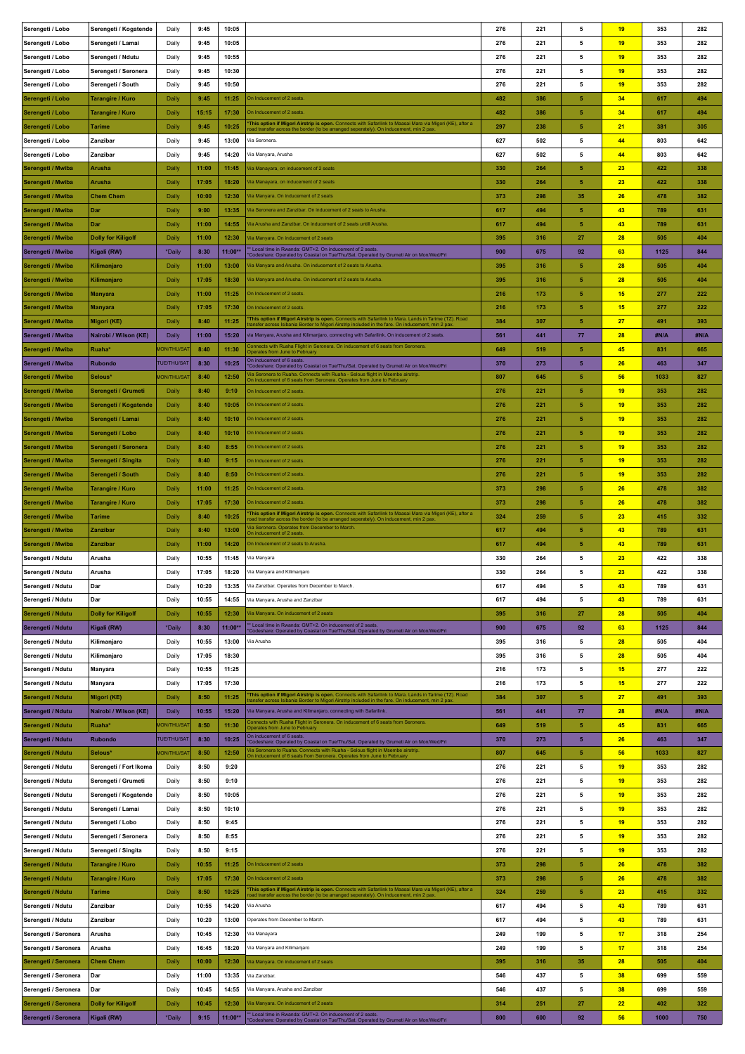| Serengeti / Lobo | Serengeti / Kogatende | Daily | 9:45 | 10:05 | | 276 | 221 | 5 | 19 | 353 | 282 |
|---|---|---|---|---|---|---|---|---|---|---|---|
| Serengeti / Lobo | Serengeti / Lamai | Daily | 9:45 | 10:05 | | 276 | 221 | 5 | 19 | 353 | 282 |
| Serengeti / Lobo | Serengeti / Ndutu | Daily | 9:45 | 10:55 | | 276 | 221 | 5 | 19 | 353 | 282 |
| Serengeti / Lobo | Serengeti / Seronera | Daily | 9:45 | 10:30 | | 276 | 221 | 5 | 19 | 353 | 282 |
| Serengeti / Lobo | Serengeti / South | Daily | 9:45 | 10:50 | | 276 | 221 | 5 | 19 | 353 | 282 |
| Serengeti / Lobo | Tarangire / Kuro | Daily | 9:45 | 11:25 | On Inducement of 2 seats. | 482 | 386 | 5 | 34 | 617 | 494 |
| Serengeti / Lobo | Tarangire / Kuro | Daily | 15:15 | 17:30 | On Inducement of 2 seats. | 482 | 386 | 5 | 34 | 617 | 494 |
| Serengeti / Lobo | Tarime | Daily | 9:45 | 10:25 | *This option if Migori Airstrip is open. Connects with Safarilink to Maasai Mara via Migori (KE), after a road transfer across the border (to be arranged seperately). On inducement, min 2 pax. | 297 | 238 | 5 | 21 | 381 | 305 |
| Serengeti / Lobo | Zanzibar | Daily | 9:45 | 13:00 | Via Seronera. | 627 | 502 | 5 | 44 | 803 | 642 |
| Serengeti / Lobo | Zanzibar | Daily | 9:45 | 14:20 | Via Manyara, Arusha | 627 | 502 | 5 | 44 | 803 | 642 |
| Serengeti / Mwiba | Arusha | Daily | 11:00 | 11:45 | Via Manayara, on inducement of 2 seats | 330 | 264 | 5 | 23 | 422 | 338 |
| Serengeti / Mwiba | Arusha | Daily | 17:05 | 18:20 | Via Manayara, on inducement of 2 seats | 330 | 264 | 5 | 23 | 422 | 338 |
| Serengeti / Mwiba | Chem Chem | Daily | 10:00 | 12:30 | Via Manyara. On inducement of 2 seats | 373 | 298 | 35 | 26 | 478 | 382 |
| Serengeti / Mwiba | Dar | Daily | 9:00 | 13:35 | Via Seronera and Zanzibar. On inducement of 2 seats to Arusha. | 617 | 494 | 5 | 43 | 789 | 631 |
| Serengeti / Mwiba | Dar | Daily | 11:00 | 14:55 | Via Arusha and Zanzibar. On inducement of 2 seats untill Arusha. | 617 | 494 | 5 | 43 | 789 | 631 |
| Serengeti / Mwiba | Dolly for Kiligolf | Daily | 11:00 | 12:30 | Via Manyara. On inducement of 2 seats | 395 | 316 | 27 | 28 | 505 | 404 |
| Serengeti / Mwiba | Kigali (RW) | *Daily | 8:30 | 11:00** | ** Local time in Rwanda: GMT+2. On inducement of 2 seats. *Codeshare: Operated by Coastal on Tue/Thu/Sat. Operated by Grumeti Air on Mon/Wed/Fri | 900 | 675 | 92 | 63 | 1125 | 844 |
| Serengeti / Mwiba | Kilimanjaro | Daily | 11:00 | 13:00 | Via Manyara and Arusha. On inducement of 2 seats to Arusha. | 395 | 316 | 5 | 28 | 505 | 404 |
| Serengeti / Mwiba | Kilimanjaro | Daily | 17:05 | 18:30 | Via Manyara and Arusha. On inducement of 2 seats to Arusha. | 395 | 316 | 5 | 28 | 505 | 404 |
| Serengeti / Mwiba | Manyara | Daily | 11:00 | 11:25 | On Inducement of 2 seats. | 216 | 173 | 5 | 15 | 277 | 222 |
| Serengeti / Mwiba | Manyara | Daily | 17:05 | 17:30 | On Inducement of 2 seats. | 216 | 173 | 5 | 15 | 277 | 222 |
| Serengeti / Mwiba | Migori (KE) | Daily | 8:40 | 11:25 | *This option if Migori Airstrip is open. Connects with Safarilink to Mara. Lands in Tarime (TZ). Road transfer across Isibania Border to Migori Airstrip included in the fare. On inducement, min 2 pax. | 384 | 307 | 5 | 27 | 491 | 393 |
| Serengeti / Mwiba | Nairobi / Wilson (KE) | Daily | 11:00 | 15:20 | via Manyara, Arusha and Kilimanjaro, connecting with Safarilink. On inducement of 2 seats. | 561 | 441 | 77 | 28 | #N/A | #N/A |
| Serengeti / Mwiba | Ruaha* | MON/THU/SAT | 8:40 | 11:30 | Connects with Ruaha Flight in Seronera. On inducement of 6 seats from Seronera. Operates from June to February | 649 | 519 | 5 | 45 | 831 | 665 |
| Serengeti / Mwiba | Rubondo | TUE/THU/SAT | 8:30 | 10:25 | On inducement of 6 seats. *Codeshare: Operated by Coastal on Tue/Thu/Sat. Operated by Grumeti Air on Mon/Wed/Fri | 370 | 273 | 5 | 26 | 463 | 347 |
| Serengeti / Mwiba | Selous* | MON/THU/SAT | 8:40 | 12:50 | Via Seronera to Ruaha. Connects with Ruaha - Selous flight in Msembe airstrip. On inducement of 6 seats from Seronera. Operates from June to February | 807 | 645 | 5 | 56 | 1033 | 827 |
| Serengeti / Mwiba | Serengeti / Grumeti | Daily | 8:40 | 9:10 | On Inducement of 2 seats. | 276 | 221 | 5 | 19 | 353 | 282 |
| Serengeti / Mwiba | Serengeti / Kogatende | Daily | 8:40 | 10:05 | On Inducement of 2 seats. | 276 | 221 | 5 | 19 | 353 | 282 |
| Serengeti / Mwiba | Serengeti / Lamai | Daily | 8:40 | 10:10 | On Inducement of 2 seats. | 276 | 221 | 5 | 19 | 353 | 282 |
| Serengeti / Mwiba | Serengeti / Lobo | Daily | 8:40 | 10:10 | On Inducement of 2 seats. | 276 | 221 | 5 | 19 | 353 | 282 |
| Serengeti / Mwiba | Serengeti / Seronera | Daily | 8:40 | 8:55 | On Inducement of 2 seats. | 276 | 221 | 5 | 19 | 353 | 282 |
| Serengeti / Mwiba | Serengeti / Singita | Daily | 8:40 | 9:15 | On Inducement of 2 seats. | 276 | 221 | 5 | 19 | 353 | 282 |
| Serengeti / Mwiba | Serengeti / South | Daily | 8:40 | 8:50 | On Inducement of 2 seats. | 276 | 221 | 5 | 19 | 353 | 282 |
| Serengeti / Mwiba | Tarangire / Kuro | Daily | 11:00 | 11:25 | On Inducement of 2 seats. | 373 | 298 | 5 | 26 | 478 | 382 |
| Serengeti / Mwiba | Tarangire / Kuro | Daily | 17:05 | 17:30 | On Inducement of 2 seats. | 373 | 298 | 5 | 26 | 478 | 382 |
| Serengeti / Mwiba | Tarime | Daily | 8:40 | 10:25 | *This option if Migori Airstrip is open. Connects with Safarilink to Maasai Mara via Migori (KE), after a road transfer across the border (to be arranged seperately). On inducement, min 2 pax. | 324 | 259 | 5 | 23 | 415 | 332 |
| Serengeti / Mwiba | Zanzibar | Daily | 8:40 | 13:00 | Via Seronera. Operates from December to March. On inducement of 2 seats. | 617 | 494 | 5 | 43 | 789 | 631 |
| Serengeti / Mwiba | Zanzibar | Daily | 11:00 | 14:20 | On Inducement of 2 seats to Arusha. | 617 | 494 | 5 | 43 | 789 | 631 |
| Serengeti / Ndutu | Arusha | Daily | 10:55 | 11:45 | Via Manyara | 330 | 264 | 5 | 23 | 422 | 338 |
| Serengeti / Ndutu | Arusha | Daily | 17:05 | 18:20 | Via Manyara and Kilimanjaro | 330 | 264 | 5 | 23 | 422 | 338 |
| Serengeti / Ndutu | Dar | Daily | 10:20 | 13:35 | Via Zanzibar. Operates from December to March. | 617 | 494 | 5 | 43 | 789 | 631 |
| Serengeti / Ndutu | Dar | Daily | 10:55 | 14:55 | Via Manyara, Arusha and Zanzibar | 617 | 494 | 5 | 43 | 789 | 631 |
| Serengeti / Ndutu | Dolly for Kiligolf | Daily | 10:55 | 12:30 | Via Manyara. On inducement of 2 seats | 395 | 316 | 27 | 28 | 505 | 404 |
| Serengeti / Ndutu | Kigali (RW) | *Daily | 8:30 | 11:00** | ** Local time in Rwanda: GMT+2. On inducement of 2 seats. *Codeshare: Operated by Coastal on Tue/Thu/Sat. Operated by Grumeti Air on Mon/Wed/Fri | 900 | 675 | 92 | 63 | 1125 | 844 |
| Serengeti / Ndutu | Kilimanjaro | Daily | 10:55 | 13:00 | Via Arusha | 395 | 316 | 5 | 28 | 505 | 404 |
| Serengeti / Ndutu | Kilimanjaro | Daily | 17:05 | 18:30 | | 395 | 316 | 5 | 28 | 505 | 404 |
| Serengeti / Ndutu | Manyara | Daily | 10:55 | 11:25 | | 216 | 173 | 5 | 15 | 277 | 222 |
| Serengeti / Ndutu | Manyara | Daily | 17:05 | 17:30 | | 216 | 173 | 5 | 15 | 277 | 222 |
| Serengeti / Ndutu | Migori (KE) | Daily | 8:50 | 11:25 | *This option if Migori Airstrip is open. Connects with Safarilink to Mara. Lands in Tarime (TZ). Road transfer across Isibania Border to Migori Airstrip included in the fare. On inducement, min 2 pax. | 384 | 307 | 5 | 27 | 491 | 393 |
| Serengeti / Ndutu | Nairobi / Wilson (KE) | Daily | 10:55 | 15:20 | Via Manyara, Arusha and Kilimanjaro, connecting with Safarilink. | 561 | 441 | 77 | 28 | #N/A | #N/A |
| Serengeti / Ndutu | Ruaha* | MON/THU/SAT | 8:50 | 11:30 | Connects with Ruaha Flight in Seronera. On inducement of 6 seats from Seronera. Operates from June to February | 649 | 519 | 5 | 45 | 831 | 665 |
| Serengeti / Ndutu | Rubondo | TUE/THU/SAT | 8:30 | 10:25 | On inducement of 6 seats. *Codeshare: Operated by Coastal on Tue/Thu/Sat. Operated by Grumeti Air on Mon/Wed/Fri | 370 | 273 | 5 | 26 | 463 | 347 |
| Serengeti / Ndutu | Selous* | MON/THU/SAT | 8:50 | 12:50 | Via Seronera to Ruaha. Connects with Ruaha - Selous flight in Msembe airstrip. On inducement of 6 seats from Seronera. Operates from June to February | 807 | 645 | 5 | 56 | 1033 | 827 |
| Serengeti / Ndutu | Serengeti / Fort Ikoma | Daily | 8:50 | 9:20 | | 276 | 221 | 5 | 19 | 353 | 282 |
| Serengeti / Ndutu | Serengeti / Grumeti | Daily | 8:50 | 9:10 | | 276 | 221 | 5 | 19 | 353 | 282 |
| Serengeti / Ndutu | Serengeti / Kogatende | Daily | 8:50 | 10:05 | | 276 | 221 | 5 | 19 | 353 | 282 |
| Serengeti / Ndutu | Serengeti / Lamai | Daily | 8:50 | 10:10 | | 276 | 221 | 5 | 19 | 353 | 282 |
| Serengeti / Ndutu | Serengeti / Lobo | Daily | 8:50 | 9:45 | | 276 | 221 | 5 | 19 | 353 | 282 |
| Serengeti / Ndutu | Serengeti / Seronera | Daily | 8:50 | 8:55 | | 276 | 221 | 5 | 19 | 353 | 282 |
| Serengeti / Ndutu | Serengeti / Singita | Daily | 8:50 | 9:15 | | 276 | 221 | 5 | 19 | 353 | 282 |
| Serengeti / Ndutu | Tarangire / Kuro | Daily | 10:55 | 11:25 | On Inducement of 2 seats | 373 | 298 | 5 | 26 | 478 | 382 |
| Serengeti / Ndutu | Tarangire / Kuro | Daily | 17:05 | 17:30 | On Inducement of 2 seats | 373 | 298 | 5 | 26 | 478 | 382 |
| Serengeti / Ndutu | Tarime | Daily | 8:50 | 10:25 | *This option if Migori Airstrip is open. Connects with Safarilink to Maasai Mara via Migori (KE), after a road transfer across the border (to be arranged seperately). On inducement, min 2 pax. | 324 | 259 | 5 | 23 | 415 | 332 |
| Serengeti / Ndutu | Zanzibar | Daily | 10:55 | 14:20 | Via Arusha | 617 | 494 | 5 | 43 | 789 | 631 |
| Serengeti / Ndutu | Zanzibar | Daily | 10:20 | 13:00 | Operates from December to March. | 617 | 494 | 5 | 43 | 789 | 631 |
| Serengeti / Seronera | Arusha | Daily | 10:45 | 12:30 | Via Manayara | 249 | 199 | 5 | 17 | 318 | 254 |
| Serengeti / Seronera | Arusha | Daily | 16:45 | 18:20 | Via Manyara and Kilimanjaro | 249 | 199 | 5 | 17 | 318 | 254 |
| Serengeti / Seronera | Chem Chem | Daily | 10:00 | 12:30 | Via Manyara. On inducement of 2 seats | 395 | 316 | 35 | 28 | 505 | 404 |
| Serengeti / Seronera | Dar | Daily | 11:00 | 13:35 | Via Zanzibar. | 546 | 437 | 5 | 38 | 699 | 559 |
| Serengeti / Seronera | Dar | Daily | 10:45 | 14:55 | Via Manyara, Arusha and Zanzibar | 546 | 437 | 5 | 38 | 699 | 559 |
| Serengeti / Seronera | Dolly for Kiligolf | Daily | 10:45 | 12:30 | Via Manyara. On inducement of 2 seats | 314 | 251 | 27 | 22 | 402 | 322 |
| Serengeti / Seronera | Kigali (RW) | *Daily | 9:15 | 11:00** | ** Local time in Rwanda: GMT+2. On inducement of 2 seats. *Codeshare: Operated by Coastal on Tue/Thu/Sat. Operated by Grumeti Air on Mon/Wed/Fri | 800 | 600 | 92 | 56 | 1000 | 750 |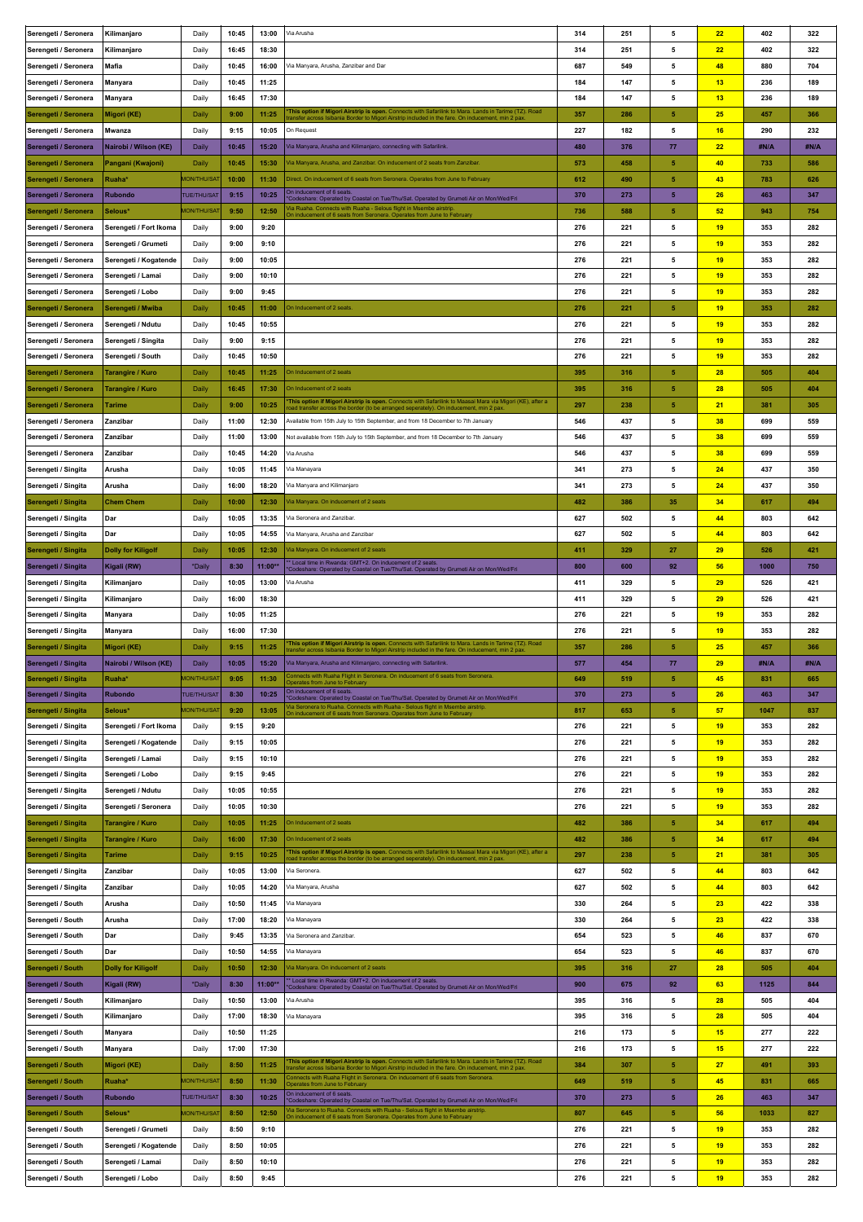| Serengeti / Seronera | Kilimanjaro | Daily | 10:45 | 13:00 | Via Arusha | 314 | 251 | 5 | 22 | 402 | 322 |
|---|---|---|---|---|---|---|---|---|---|---|---|
| Serengeti / Seronera | Kilimanjaro | Daily | 16:45 | 18:30 | | 314 | 251 | 5 | 22 | 402 | 322 |
| Serengeti / Seronera | Mafia | Daily | 10:45 | 16:00 | Via Manyara, Arusha, Zanzibar and Dar | 687 | 549 | 5 | 48 | 880 | 704 |
| Serengeti / Seronera | Manyara | Daily | 10:45 | 11:25 | | 184 | 147 | 5 | 13 | 236 | 189 |
| Serengeti / Seronera | Manyara | Daily | 16:45 | 17:30 | | 184 | 147 | 5 | 13 | 236 | 189 |
| Serengeti / Seronera | Migori (KE) | Daily | 9:00 | 11:25 | *This option if Migori Airstrip is open. Connects with Safarilink to Mara. Lands in Tarime (TZ). Road transfer across Isibania Border to Migori Airstrip included in the fare. On inducement, min 2 pax. | 357 | 286 | 5 | 25 | 457 | 366 |
| Serengeti / Seronera | Mwanza | Daily | 9:15 | 10:05 | On Request | 227 | 182 | 5 | 16 | 290 | 232 |
| Serengeti / Seronera | Nairobi / Wilson (KE) | Daily | 10:45 | 15:20 | Via Manyara, Arusha and Kilimanjaro, connecting with Safarilink. | 480 | 376 | 77 | 22 | #N/A | #N/A |
| Serengeti / Seronera | Pangani (Kwajoni) | Daily | 10:45 | 15:30 | Via Manyara, Arusha, and Zanzibar. On inducement of 2 seats from Zanzibar. | 573 | 458 | 5 | 40 | 733 | 586 |
| Serengeti / Seronera | Ruaha* | MON/THU/SAT | 10:00 | 11:30 | Direct. On inducement of 6 seats from Seronera. Operates from June to February | 612 | 490 | 5 | 43 | 783 | 626 |
| Serengeti / Seronera | Rubondo | TUE/THU/SAT | 9:15 | 10:25 | On inducement of 6 seats. *Codeshare: Operated by Coastal on Tue/Thu/Sat. Operated by Grumeti Air on Mon/Wed/Fri | 370 | 273 | 5 | 26 | 463 | 347 |
| Serengeti / Seronera | Selous* | MON/THU/SAT | 9:50 | 12:50 | Via Ruaha. Connects with Ruaha - Selous flight in Msembe airstrip. On inducement of 6 seats from Seronera. Operates from June to February | 736 | 588 | 5 | 52 | 943 | 754 |
| Serengeti / Seronera | Serengeti / Fort Ikoma | Daily | 9:00 | 9:20 | | 276 | 221 | 5 | 19 | 353 | 282 |
| Serengeti / Seronera | Serengeti / Grumeti | Daily | 9:00 | 9:10 | | 276 | 221 | 5 | 19 | 353 | 282 |
| Serengeti / Seronera | Serengeti / Kogatende | Daily | 9:00 | 10:05 | | 276 | 221 | 5 | 19 | 353 | 282 |
| Serengeti / Seronera | Serengeti / Lamai | Daily | 9:00 | 10:10 | | 276 | 221 | 5 | 19 | 353 | 282 |
| Serengeti / Seronera | Serengeti / Lobo | Daily | 9:00 | 9:45 | | 276 | 221 | 5 | 19 | 353 | 282 |
| Serengeti / Seronera | Serengeti / Mwiba | Daily | 10:45 | 11:00 | On Inducement of 2 seats. | 276 | 221 | 5 | 19 | 353 | 282 |
| Serengeti / Seronera | Serengeti / Ndutu | Daily | 10:45 | 10:55 | | 276 | 221 | 5 | 19 | 353 | 282 |
| Serengeti / Seronera | Serengeti / Singita | Daily | 9:00 | 9:15 | | 276 | 221 | 5 | 19 | 353 | 282 |
| Serengeti / Seronera | Serengeti / South | Daily | 10:45 | 10:50 | | 276 | 221 | 5 | 19 | 353 | 282 |
| Serengeti / Seronera | Tarangire / Kuro | Daily | 10:45 | 11:25 | On Inducement of 2 seats | 395 | 316 | 5 | 28 | 505 | 404 |
| Serengeti / Seronera | Tarangire / Kuro | Daily | 16:45 | 17:30 | On Inducement of 2 seats | 395 | 316 | 5 | 28 | 505 | 404 |
| Serengeti / Seronera | Tarime | Daily | 9:00 | 10:25 | *This option if Migori Airstrip is open. Connects with Safarilink to Maasai Mara via Migori (KE), after a road transfer across the border (to be arranged seperately). On inducement, min 2 pax. | 297 | 238 | 5 | 21 | 381 | 305 |
| Serengeti / Seronera | Zanzibar | Daily | 11:00 | 12:30 | Available from 15th July to 15th September, and from 18 December to 7th January | 546 | 437 | 5 | 38 | 699 | 559 |
| Serengeti / Seronera | Zanzibar | Daily | 11:00 | 13:00 | Not available from 15th July to 15th September, and from 18 December to 7th January | 546 | 437 | 5 | 38 | 699 | 559 |
| Serengeti / Seronera | Zanzibar | Daily | 10:45 | 14:20 | Via Arusha | 546 | 437 | 5 | 38 | 699 | 559 |
| Serengeti / Singita | Arusha | Daily | 10:05 | 11:45 | Via Manayara | 341 | 273 | 5 | 24 | 437 | 350 |
| Serengeti / Singita | Arusha | Daily | 16:00 | 18:20 | Via Manyara and Kilimanjaro | 341 | 273 | 5 | 24 | 437 | 350 |
| Serengeti / Singita | Chem Chem | Daily | 10:00 | 12:30 | Via Manyara. On inducement of 2 seats | 482 | 386 | 35 | 34 | 617 | 494 |
| Serengeti / Singita | Dar | Daily | 10:05 | 13:35 | Via Seronera and Zanzibar. | 627 | 502 | 5 | 44 | 803 | 642 |
| Serengeti / Singita | Dar | Daily | 10:05 | 14:55 | Via Manyara, Arusha and Zanzibar | 627 | 502 | 5 | 44 | 803 | 642 |
| Serengeti / Singita | Dolly for Kiligolf | Daily | 10:05 | 12:30 | Via Manyara. On inducement of 2 seats | 411 | 329 | 27 | 29 | 526 | 421 |
| Serengeti / Singita | Kigali (RW) | *Daily | 8:30 | 11:00** | ** Local time in Rwanda: GMT+2. On inducement of 2 seats. *Codeshare: Operated by Coastal on Tue/Thu/Sat. Operated by Grumeti Air on Mon/Wed/Fri | 800 | 600 | 92 | 56 | 1000 | 750 |
| Serengeti / Singita | Kilimanjaro | Daily | 10:05 | 13:00 | Via Arusha | 411 | 329 | 5 | 29 | 526 | 421 |
| Serengeti / Singita | Kilimanjaro | Daily | 16:00 | 18:30 | | 411 | 329 | 5 | 29 | 526 | 421 |
| Serengeti / Singita | Manyara | Daily | 10:05 | 11:25 | | 276 | 221 | 5 | 19 | 353 | 282 |
| Serengeti / Singita | Manyara | Daily | 16:00 | 17:30 | | 276 | 221 | 5 | 19 | 353 | 282 |
| Serengeti / Singita | Migori (KE) | Daily | 9:15 | 11:25 | *This option if Migori Airstrip is open. Connects with Safarilink to Mara. Lands in Tarime (TZ). Road transfer across Isibania Border to Migori Airstrip included in the fare. On inducement, min 2 pax. | 357 | 286 | 5 | 25 | 457 | 366 |
| Serengeti / Singita | Nairobi / Wilson (KE) | Daily | 10:05 | 15:20 | Via Manyara, Arusha and Kilimanjaro, connecting with Safarilink. | 577 | 454 | 77 | 29 | #N/A | #N/A |
| Serengeti / Singita | Ruaha* | MON/THU/SAT | 9:05 | 11:30 | Connects with Ruaha Flight in Seronera. On inducement of 6 seats from Seronera. Operates from June to February | 649 | 519 | 5 | 45 | 831 | 665 |
| Serengeti / Singita | Rubondo | TUE/THU/SAT | 8:30 | 10:25 | On inducement of 6 seats. *Codeshare: Operated by Coastal on Tue/Thu/Sat. Operated by Grumeti Air on Mon/Wed/Fri | 370 | 273 | 5 | 26 | 463 | 347 |
| Serengeti / Singita | Selous* | MON/THU/SAT | 9:20 | 13:05 | Via Seronera to Ruaha. Connects with Ruaha - Selous flight in Msembe airstrip. On inducement of 6 seats from Seronera. Operates from June to February | 817 | 653 | 5 | 57 | 1047 | 837 |
| Serengeti / Singita | Serengeti / Fort Ikoma | Daily | 9:15 | 9:20 | | 276 | 221 | 5 | 19 | 353 | 282 |
| Serengeti / Singita | Serengeti / Kogatende | Daily | 9:15 | 10:05 | | 276 | 221 | 5 | 19 | 353 | 282 |
| Serengeti / Singita | Serengeti / Lamai | Daily | 9:15 | 10:10 | | 276 | 221 | 5 | 19 | 353 | 282 |
| Serengeti / Singita | Serengeti / Lobo | Daily | 9:15 | 9:45 | | 276 | 221 | 5 | 19 | 353 | 282 |
| Serengeti / Singita | Serengeti / Ndutu | Daily | 10:05 | 10:55 | | 276 | 221 | 5 | 19 | 353 | 282 |
| Serengeti / Singita | Serengeti / Seronera | Daily | 10:05 | 10:30 | | 276 | 221 | 5 | 19 | 353 | 282 |
| Serengeti / Singita | Tarangire / Kuro | Daily | 10:05 | 11:25 | On Inducement of 2 seats | 482 | 386 | 5 | 34 | 617 | 494 |
| Serengeti / Singita | Tarangire / Kuro | Daily | 16:00 | 17:30 | On Inducement of 2 seats | 482 | 386 | 5 | 34 | 617 | 494 |
| Serengeti / Singita | Tarime | Daily | 9:15 | 10:25 | *This option if Migori Airstrip is open. Connects with Safarilink to Maasai Mara via Migori (KE), after a road transfer across the border (to be arranged seperately). On inducement, min 2 pax. | 297 | 238 | 5 | 21 | 381 | 305 |
| Serengeti / Singita | Zanzibar | Daily | 10:05 | 13:00 | Via Seronera. | 627 | 502 | 5 | 44 | 803 | 642 |
| Serengeti / Singita | Zanzibar | Daily | 10:05 | 14:20 | Via Manyara, Arusha | 627 | 502 | 5 | 44 | 803 | 642 |
| Serengeti / South | Arusha | Daily | 10:50 | 11:45 | Via Manayara | 330 | 264 | 5 | 23 | 422 | 338 |
| Serengeti / South | Arusha | Daily | 17:00 | 18:20 | Via Manayara | 330 | 264 | 5 | 23 | 422 | 338 |
| Serengeti / South | Dar | Daily | 9:45 | 13:35 | Via Seronera and Zanzibar. | 654 | 523 | 5 | 46 | 837 | 670 |
| Serengeti / South | Dar | Daily | 10:50 | 14:55 | Via Manayara | 654 | 523 | 5 | 46 | 837 | 670 |
| Serengeti / South | Dolly for Kiligolf | Daily | 10:50 | 12:30 | Via Manyara. On inducement of 2 seats | 395 | 316 | 27 | 28 | 505 | 404 |
| Serengeti / South | Kigali (RW) | *Daily | 8:30 | 11:00** | ** Local time in Rwanda: GMT+2. On inducement of 2 seats. *Codeshare: Operated by Coastal on Tue/Thu/Sat. Operated by Grumeti Air on Mon/Wed/Fri | 900 | 675 | 92 | 63 | 1125 | 844 |
| Serengeti / South | Kilimanjaro | Daily | 10:50 | 13:00 | Via Arusha | 395 | 316 | 5 | 28 | 505 | 404 |
| Serengeti / South | Kilimanjaro | Daily | 17:00 | 18:30 | Via Manayara | 395 | 316 | 5 | 28 | 505 | 404 |
| Serengeti / South | Manyara | Daily | 10:50 | 11:25 | | 216 | 173 | 5 | 15 | 277 | 222 |
| Serengeti / South | Manyara | Daily | 17:00 | 17:30 | | 216 | 173 | 5 | 15 | 277 | 222 |
| Serengeti / South | Migori (KE) | Daily | 8:50 | 11:25 | *This option if Migori Airstrip is open. Connects with Safarilink to Mara. Lands in Tarime (TZ). Road transfer across Isibania Border to Migori Airstrip included in the fare. On inducement, min 2 pax. | 384 | 307 | 5 | 27 | 491 | 393 |
| Serengeti / South | Ruaha* | MON/THU/SAT | 8:50 | 11:30 | Connects with Ruaha Flight in Seronera. On inducement of 6 seats from Seronera. Operates from June to February | 649 | 519 | 5 | 45 | 831 | 665 |
| Serengeti / South | Rubondo | TUE/THU/SAT | 8:30 | 10:25 | On inducement of 6 seats. *Codeshare: Operated by Coastal on Tue/Thu/Sat. Operated by Grumeti Air on Mon/Wed/Fri | 370 | 273 | 5 | 26 | 463 | 347 |
| Serengeti / South | Selous* | MON/THU/SAT | 8:50 | 12:50 | Via Seronera to Ruaha. Connects with Ruaha - Selous flight in Msembe airstrip. On inducement of 6 seats from Seronera. Operates from June to February | 807 | 645 | 5 | 56 | 1033 | 827 |
| Serengeti / South | Serengeti / Grumeti | Daily | 8:50 | 9:10 | | 276 | 221 | 5 | 19 | 353 | 282 |
| Serengeti / South | Serengeti / Kogatende | Daily | 8:50 | 10:05 | | 276 | 221 | 5 | 19 | 353 | 282 |
| Serengeti / South | Serengeti / Lamai | Daily | 8:50 | 10:10 | | 276 | 221 | 5 | 19 | 353 | 282 |
| Serengeti / South | Serengeti / Lobo | Daily | 8:50 | 9:45 | | 276 | 221 | 5 | 19 | 353 | 282 |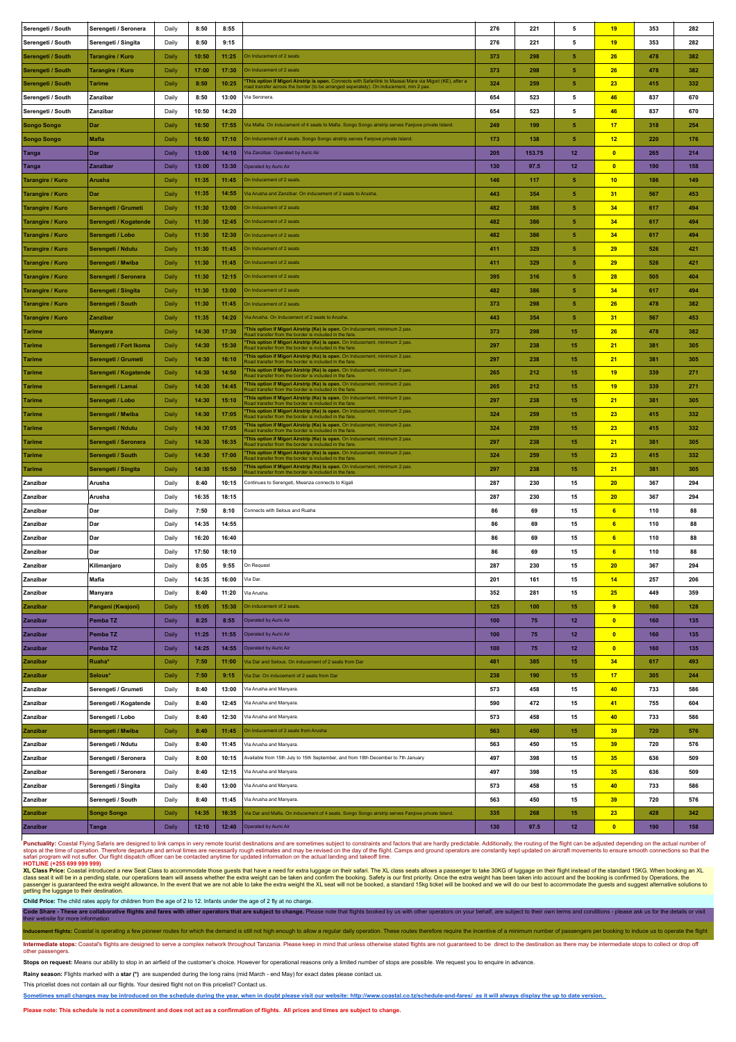| | | | | | | | | | | | |
|---|---|---|---|---|---|---|---|---|---|---|---|
| Serengeti / South | Serengeti / Seronera | Daily | 8:50 | 8:55 | | 276 | 221 | 5 | 19 | 353 | 282 |
| Serengeti / South | Serengeti / Singita | Daily | 8:50 | 9:15 | | 276 | 221 | 5 | 19 | 353 | 282 |
| Serengeti / South | Tarangire / Kuro | Daily | 10:50 | 11:25 | On Inducement of 2 seats | 373 | 298 | 5 | 26 | 478 | 382 |
| Serengeti / South | Tarangire / Kuro | Daily | 17:00 | 17:30 | On Inducement of 2 seats | 373 | 298 | 5 | 26 | 478 | 382 |
| Serengeti / South | Tarime | Daily | 8:50 | 10:25 | *This option if Migori Airstrip is open. Connects with Safarilink to Maasai Mara via Migori (KE), after a road transfer across the border (to be arranged seperately). On inducement, min 2 pax. | 324 | 259 | 5 | 23 | 415 | 332 |
| Serengeti / South | Zanzibar | Daily | 8:50 | 13:00 | Via Seronera. | 654 | 523 | 5 | 46 | 837 | 670 |
| Serengeti / South | Zanzibar | Daily | 10:50 | 14:20 | | 654 | 523 | 5 | 46 | 837 | 670 |
| Songo Songo | Dar | Daily | 16:50 | 17:55 | Via Mafia. On inducement of 4 seats to Mafia. Songo Songo airstrip serves Fanjove private Island. | 249 | 199 | 5 | 17 | 318 | 254 |
| Songo Songo | Mafia | Daily | 16:50 | 17:10 | On Inducement of 4 seats. Songo Songo airstrip serves Fanjove private Island. | 173 | 138 | 5 | 12 | 220 | 176 |
| Tanga | Dar | Daily | 13:00 | 14:10 | Via Zanzibar. Operated by Auric Air | 205 | 153.75 | 12 | 0 | 265 | 214 |
| Tanga | Zanzibar | Daily | 13:00 | 13:30 | Operated by Auric Air | 130 | 97.5 | 12 | 0 | 190 | 158 |
| Tarangire / Kuro | Arusha | Daily | 11:35 | 11:45 | On Inducement of 2 seats. | 146 | 117 | 5 | 10 | 186 | 149 |
| Tarangire / Kuro | Dar | Daily | 11:35 | 14:55 | Via Arusha and Zanzibar. On inducement of 2 seats to Arusha. | 443 | 354 | 5 | 31 | 567 | 453 |
| Tarangire / Kuro | Serengeti / Grumeti | Daily | 11:30 | 13:00 | On Inducement of 2 seats | 482 | 386 | 5 | 34 | 617 | 494 |
| Tarangire / Kuro | Serengeti / Kogatende | Daily | 11:30 | 12:45 | On Inducement of 2 seats | 482 | 386 | 5 | 34 | 617 | 494 |
| Tarangire / Kuro | Serengeti / Lobo | Daily | 11:30 | 12:30 | On Inducement of 2 seats | 482 | 386 | 5 | 34 | 617 | 494 |
| Tarangire / Kuro | Serengeti / Ndutu | Daily | 11:30 | 11:45 | On Inducement of 2 seats | 411 | 329 | 5 | 29 | 526 | 421 |
| Tarangire / Kuro | Serengeti / Mwiba | Daily | 11:30 | 11:45 | On Inducement of 2 seats | 411 | 329 | 5 | 29 | 526 | 421 |
| Tarangire / Kuro | Serengeti / Seronera | Daily | 11:30 | 12:15 | On Inducement of 2 seats | 395 | 316 | 5 | 28 | 505 | 404 |
| Tarangire / Kuro | Serengeti / Singita | Daily | 11:30 | 13:00 | On Inducement of 2 seats | 482 | 386 | 5 | 34 | 617 | 494 |
| Tarangire / Kuro | Serengeti / South | Daily | 11:30 | 11:45 | On Inducement of 2 seats | 373 | 298 | 5 | 26 | 478 | 382 |
| Tarangire / Kuro | Zanzibar | Daily | 11:35 | 14:20 | Via Arusha. On Inducement of 2 seats to Arusha. | 443 | 354 | 5 | 31 | 567 | 453 |
| Tarime | Manyara | Daily | 14:30 | 17:30 | *This option if Migori Airstrip (Ke) is open. On Inducement, minimum 2 pax. Road transfer from the border is included in the fare. | 373 | 298 | 15 | 26 | 478 | 382 |
| Tarime | Serengeti / Fort Ikoma | Daily | 14:30 | 15:30 | *This option if Migori Airstrip (Ke) is open. On Inducement, minimum 2 pax. Road transfer from the border is included in the fare. | 297 | 238 | 15 | 21 | 381 | 305 |
| Tarime | Serengeti / Grumeti | Daily | 14:30 | 16:10 | *This option if Migori Airstrip (Ke) is open. On Inducement, minimum 2 pax. Road transfer from the border is included in the fare. | 297 | 238 | 15 | 21 | 381 | 305 |
| Tarime | Serengeti / Kogatende | Daily | 14:30 | 14:50 | *This option if Migori Airstrip (Ke) is open. On Inducement, minimum 2 pax. Road transfer from the border is included in the fare. | 265 | 212 | 15 | 19 | 339 | 271 |
| Tarime | Serengeti / Lamai | Daily | 14:30 | 14:45 | *This option if Migori Airstrip (Ke) is open. On Inducement, minimum 2 pax. Road transfer from the border is included in the fare. | 265 | 212 | 15 | 19 | 339 | 271 |
| Tarime | Serengeti / Lobo | Daily | 14:30 | 15:10 | *This option if Migori Airstrip (Ke) is open. On Inducement, minimum 2 pax. Road transfer from the border is included in the fare. | 297 | 238 | 15 | 21 | 381 | 305 |
| Tarime | Serengeti / Mwiba | Daily | 14:30 | 17:05 | *This option if Migori Airstrip (Ke) is open. On Inducement, minimum 2 pax. Road transfer from the border is included in the fare. | 324 | 259 | 15 | 23 | 415 | 332 |
| Tarime | Serengeti / Ndutu | Daily | 14:30 | 17:05 | *This option if Migori Airstrip (Ke) is open. On Inducement, minimum 2 pax. Road transfer from the border is included in the fare. | 324 | 259 | 15 | 23 | 415 | 332 |
| Tarime | Serengeti / Seronera | Daily | 14:30 | 16:35 | *This option if Migori Airstrip (Ke) is open. On Inducement, minimum 2 pax. Road transfer from the border is included in the fare. | 297 | 238 | 15 | 21 | 381 | 305 |
| Tarime | Serengeti / South | Daily | 14:30 | 17:00 | *This option if Migori Airstrip (Ke) is open. On Inducement, minimum 2 pax. Road transfer from the border is included in the fare. | 324 | 259 | 15 | 23 | 415 | 332 |
| Tarime | Serengeti / Singita | Daily | 14:30 | 15:50 | *This option if Migori Airstrip (Ke) is open. On Inducement, minimum 2 pax. Road transfer from the border is included in the fare. | 297 | 238 | 15 | 21 | 381 | 305 |
| Zanzibar | Arusha | Daily | 8:40 | 10:15 | Continues to Serengeti, Mwanza connects to Kigali | 287 | 230 | 15 | 20 | 367 | 294 |
| Zanzibar | Arusha | Daily | 16:35 | 18:15 | | 287 | 230 | 15 | 20 | 367 | 294 |
| Zanzibar | Dar | Daily | 7:50 | 8:10 | Connects with Selous and Ruaha | 86 | 69 | 15 | 6 | 110 | 88 |
| Zanzibar | Dar | Daily | 14:35 | 14:55 | | 86 | 69 | 15 | 6 | 110 | 88 |
| Zanzibar | Dar | Daily | 16:20 | 16:40 | | 86 | 69 | 15 | 6 | 110 | 88 |
| Zanzibar | Dar | Daily | 17:50 | 18:10 | | 86 | 69 | 15 | 6 | 110 | 88 |
| Zanzibar | Kilimanjaro | Daily | 8:05 | 9:55 | On Request | 287 | 230 | 15 | 20 | 367 | 294 |
| Zanzibar | Mafia | Daily | 14:35 | 16:00 | Via Dar. | 201 | 161 | 15 | 14 | 257 | 206 |
| Zanzibar | Manyara | Daily | 8:40 | 11:20 | Via Arusha. | 352 | 281 | 15 | 25 | 449 | 359 |
| Zanzibar | Pangani (Kwajoni) | Daily | 15:05 | 15:30 | On inducement of 2 seats. | 125 | 100 | 15 | 9 | 160 | 128 |
| Zanzibar | Pemba TZ | Daily | 8:25 | 8:55 | Operated by Auric Air | 100 | 75 | 12 | 0 | 160 | 135 |
| Zanzibar | Pemba TZ | Daily | 11:25 | 11:55 | Operated by Auric Air | 100 | 75 | 12 | 0 | 160 | 135 |
| Zanzibar | Pemba TZ | Daily | 14:25 | 14:55 | Operated by Auric Air | 100 | 75 | 12 | 0 | 160 | 135 |
| Zanzibar | Ruaha* | Daily | 7:50 | 11:00 | Via Dar and Selous. On inducement of 2 seats from Dar | 481 | 385 | 15 | 34 | 617 | 493 |
| Zanzibar | Selous* | Daily | 7:50 | 9:15 | Via Dar. On inducement of 2 seats from Dar | 238 | 190 | 15 | 17 | 305 | 244 |
| Zanzibar | Serengeti / Grumeti | Daily | 8:40 | 13:00 | Via Arusha and Manyara. | 573 | 458 | 15 | 40 | 733 | 586 |
| Zanzibar | Serengeti / Kogatende | Daily | 8:40 | 12:45 | Via Arusha and Manyara. | 590 | 472 | 15 | 41 | 755 | 604 |
| Zanzibar | Serengeti / Lobo | Daily | 8:40 | 12:30 | Via Arusha and Manyara. | 573 | 458 | 15 | 40 | 733 | 586 |
| Zanzibar | Serengeti / Mwiba | Daily | 8:40 | 11:45 | On Inducement of 2 seats from Arusha | 563 | 450 | 15 | 39 | 720 | 576 |
| Zanzibar | Serengeti / Ndutu | Daily | 8:40 | 11:45 | Via Arusha and Manyara. | 563 | 450 | 15 | 39 | 720 | 576 |
| Zanzibar | Serengeti / Seronera | Daily | 8:00 | 10:15 | Available from 15th July to 15th September, and from 18th December to 7th January | 497 | 398 | 15 | 35 | 636 | 509 |
| Zanzibar | Serengeti / Seronera | Daily | 8:40 | 12:15 | Via Arusha and Manyara. | 497 | 398 | 15 | 35 | 636 | 509 |
| Zanzibar | Serengeti / Singita | Daily | 8:40 | 13:00 | Via Arusha and Manyara. | 573 | 458 | 15 | 40 | 733 | 586 |
| Zanzibar | Serengeti / South | Daily | 8:40 | 11:45 | Via Arusha and Manyara. | 563 | 450 | 15 | 39 | 720 | 576 |
| Zanzibar | Songo Songo | Daily | 14:35 | 16:35 | Via Dar and Mafia. On inducement of 4 seats. Songo Songo airstrip serves Fanjove private Island. | 335 | 268 | 15 | 23 | 428 | 342 |
| Zanzibar | Tanga | Daily | 12:10 | 12:40 | Operated by Auric Air | 130 | 97.5 | 12 | 0 | 190 | 158 |

**Punctuality:** Coastal Flying Safaris are designed to link camps in very remote tourist destinations and are sometimes subject to constraints and factors that are hardly predictable. Additionally, the routing of the flight can be adjusted depending on the actual number of stops at the time of operation. Therefore departure and arrival times are necessarily rough estimates and may be revised on the day of the flight. Camps and ground operators are constantly kept updated on aircraft movements to ensure smooth connections so that the safari program will not suffer. Our flight dispatch officer can be contacted anytime for updated information on the actual landing and takeoff time.
**HOTLINE (+255 699 999 999)**

**XL Class Price:** Coastal introduced a new Seat Class to accommodate those guests that have a need for extra luggage on their safari. The XL class seats allows a passenger to take 30KG of luggage on their flight instead of the standard 15KG. When booking an XL class seat it will be in a pending state, our operations team will assess whether the extra weight can be taken and confirm the booking. Safety is our first priority. Once the extra weight has been taken into account and the booking is confirmed by Operations, the passenger is guaranteed the extra weight allowance. In the event that we are not able to take the extra weight the XL seat will not be booked, a standard 15kg ticket will be booked and we will do our best to accommodate the guests and suggest alternative solutions to getting the luggage to their destination.

**Child Price:** The child rates apply for children from the age of 2 to 12. Infants under the age of 2 fly at no charge.

**Code Share - These are collaborative flights and fares with other operators that are subject to change.** Please note that flights booked by us with other operators on your behalf, are subject to their own terms and conditions - please ask us for the details or visit their website for more information

**Inducement flights:** Coastal is operating a few pioneer routes for which the demand is still not high enough to allow a regular daily operation. These routes therefore require the incentive of a minimum number of passengers per booking to induce us to operate the flight

**Intermediate stops:** Coastal's flights are designed to serve a complex network throughout Tanzania. Please keep in mind that unless otherwise stated flights are not guaranteed to be direct to the destination as there may be intermediate stops to collect or drop off other passengers.

**Stops on request:** Means our ability to stop in an airfield of the customer's choice. However for operational reasons only a limited number of stops are possible. We request you to enquire in advance.

**Rainy season:** Flights marked with a **star (*)** are suspended during the long rains (mid March - end May) for exact dates please contact us.

This pricelist does not contain all our flights. Your desired flight not on this pricelist? Contact us.

**Sometimes small changes may be introduced on the schedule during the year, when in doubt please visit our website: http://www.coastal.co.tz/schedule-and-fares/ as it will always display the up to date version.**

**Please note: This schedule is not a commitment and does not act as a confirmation of flights. All prices and times are subject to change.**